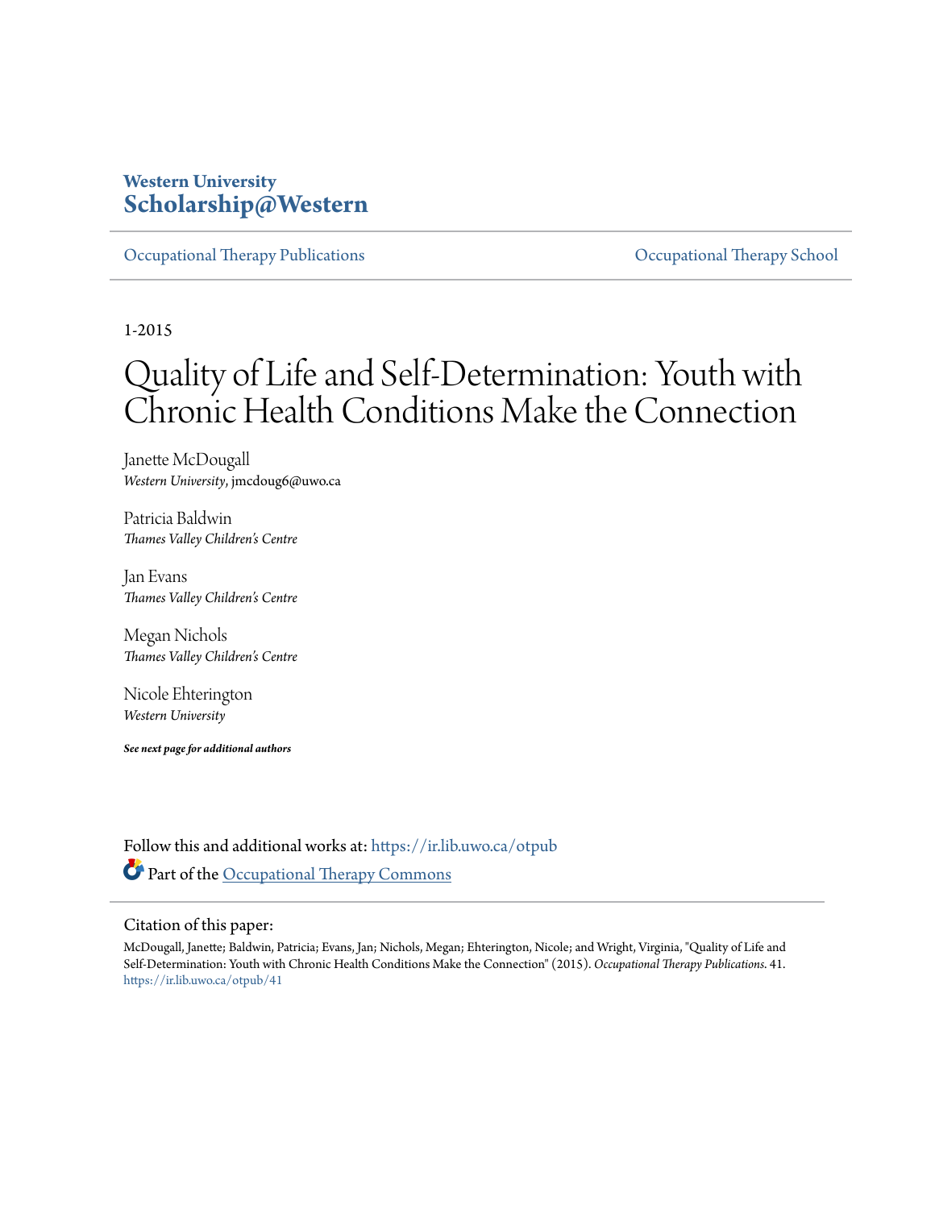Western University
**Scholarship@Western**

Occupational Therapy Publications | Occupational Therapy School

1-2015

# Quality of Life and Self-Determination: Youth with Chronic Health Conditions Make the Connection

Janette McDougall
*Western University*, jmcdoug6@uwo.ca

Patricia Baldwin
*Thames Valley Children's Centre*

Jan Evans
*Thames Valley Children's Centre*

Megan Nichols
*Thames Valley Children's Centre*

Nicole Ehterington
*Western University*

***See next page for additional authors***

Follow this and additional works at: https://ir.lib.uwo.ca/otpub

Part of the Occupational Therapy Commons

Citation of this paper:

McDougall, Janette; Baldwin, Patricia; Evans, Jan; Nichols, Megan; Ehterington, Nicole; and Wright, Virginia, "Quality of Life and Self-Determination: Youth with Chronic Health Conditions Make the Connection" (2015). *Occupational Therapy Publications*. 41.
https://ir.lib.uwo.ca/otpub/41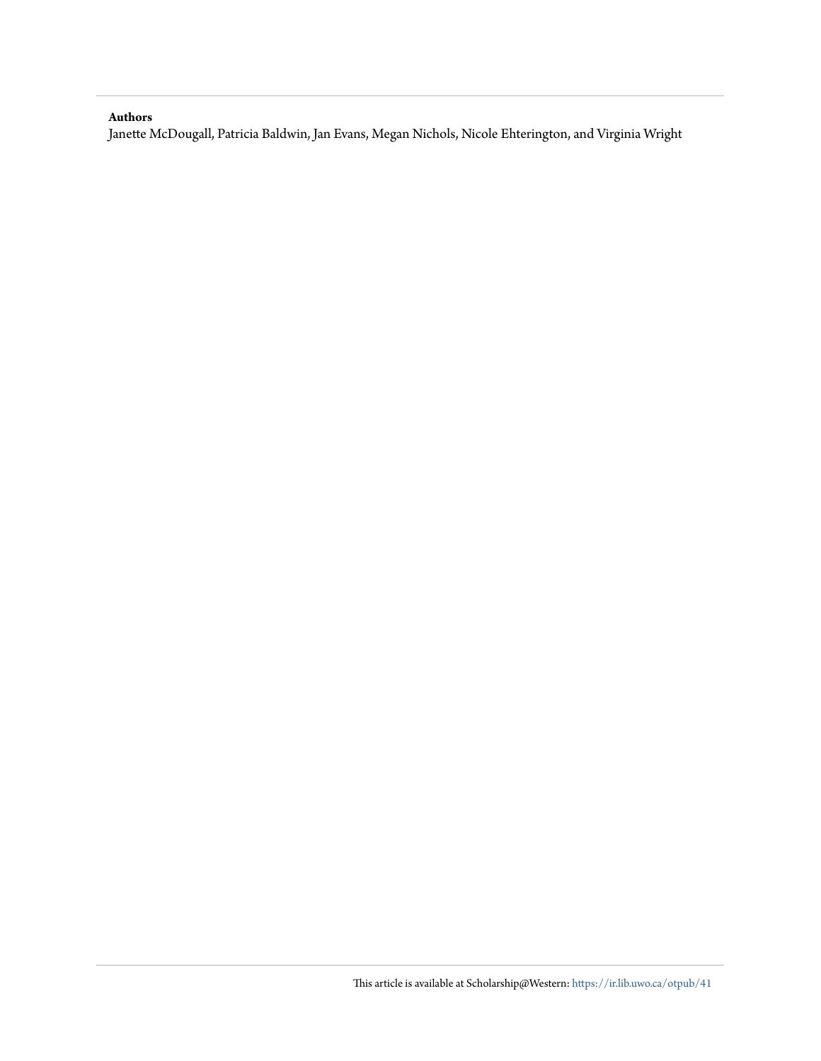**Authors**

Janette McDougall, Patricia Baldwin, Jan Evans, Megan Nichols, Nicole Ehterington, and Virginia Wright

This article is available at Scholarship@Western: https://ir.lib.uwo.ca/otpub/41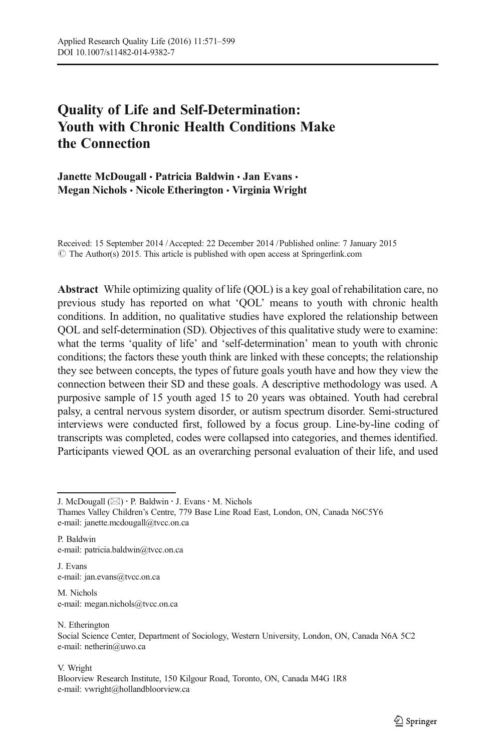# Quality of Life and Self-Determination: Youth with Chronic Health Conditions Make the Connection

**Janette McDougall · Patricia Baldwin · Jan Evans · Megan Nichols · Nicole Etherington · Virginia Wright**

Received: 15 September 2014 / Accepted: 22 December 2014 / Published online: 7 January 2015
© The Author(s) 2015. This article is published with open access at Springerlink.com

**Abstract** While optimizing quality of life (QOL) is a key goal of rehabilitation care, no previous study has reported on what 'QOL' means to youth with chronic health conditions. In addition, no qualitative studies have explored the relationship between QOL and self-determination (SD). Objectives of this qualitative study were to examine: what the terms 'quality of life' and 'self-determination' mean to youth with chronic conditions; the factors these youth think are linked with these concepts; the relationship they see between concepts, the types of future goals youth have and how they view the connection between their SD and these goals. A descriptive methodology was used. A purposive sample of 15 youth aged 15 to 20 years was obtained. Youth had cerebral palsy, a central nervous system disorder, or autism spectrum disorder. Semi-structured interviews were conducted first, followed by a focus group. Line-by-line coding of transcripts was completed, codes were collapsed into categories, and themes identified. Participants viewed QOL as an overarching personal evaluation of their life, and used

---

J. McDougall (✉) · P. Baldwin · J. Evans · M. Nichols
Thames Valley Children's Centre, 779 Base Line Road East, London, ON, Canada N6C5Y6
e-mail: janette.mcdougall@tvcc.on.ca

P. Baldwin
e-mail: patricia.baldwin@tvcc.on.ca

J. Evans
e-mail: jan.evans@tvcc.on.ca

M. Nichols
e-mail: megan.nichols@tvcc.on.ca

N. Etherington
Social Science Center, Department of Sociology, Western University, London, ON, Canada N6A 5C2
e-mail: netherin@uwo.ca

V. Wright
Bloorview Research Institute, 150 Kilgour Road, Toronto, ON, Canada M4G 1R8
e-mail: vwright@hollandbloorview.ca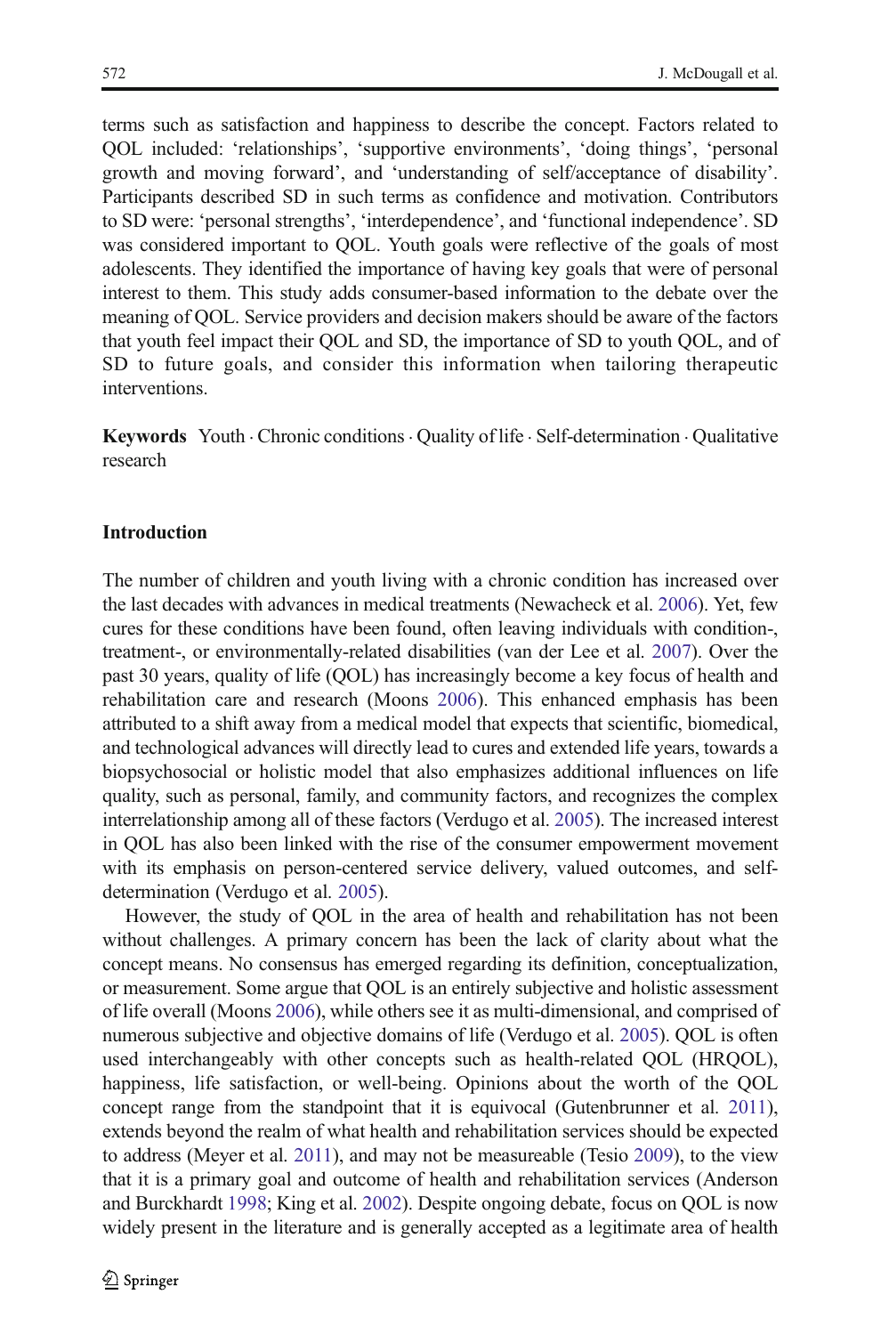terms such as satisfaction and happiness to describe the concept. Factors related to QOL included: 'relationships', 'supportive environments', 'doing things', 'personal growth and moving forward', and 'understanding of self/acceptance of disability'. Participants described SD in such terms as confidence and motivation. Contributors to SD were: 'personal strengths', 'interdependence', and 'functional independence'. SD was considered important to QOL. Youth goals were reflective of the goals of most adolescents. They identified the importance of having key goals that were of personal interest to them. This study adds consumer-based information to the debate over the meaning of QOL. Service providers and decision makers should be aware of the factors that youth feel impact their QOL and SD, the importance of SD to youth QOL, and of SD to future goals, and consider this information when tailoring therapeutic interventions.

**Keywords** Youth · Chronic conditions · Quality of life · Self-determination · Qualitative research

## Introduction

The number of children and youth living with a chronic condition has increased over the last decades with advances in medical treatments (Newacheck et al. 2006). Yet, few cures for these conditions have been found, often leaving individuals with condition-, treatment-, or environmentally-related disabilities (van der Lee et al. 2007). Over the past 30 years, quality of life (QOL) has increasingly become a key focus of health and rehabilitation care and research (Moons 2006). This enhanced emphasis has been attributed to a shift away from a medical model that expects that scientific, biomedical, and technological advances will directly lead to cures and extended life years, towards a biopsychosocial or holistic model that also emphasizes additional influences on life quality, such as personal, family, and community factors, and recognizes the complex interrelationship among all of these factors (Verdugo et al. 2005). The increased interest in QOL has also been linked with the rise of the consumer empowerment movement with its emphasis on person-centered service delivery, valued outcomes, and self-determination (Verdugo et al. 2005).

However, the study of QOL in the area of health and rehabilitation has not been without challenges. A primary concern has been the lack of clarity about what the concept means. No consensus has emerged regarding its definition, conceptualization, or measurement. Some argue that QOL is an entirely subjective and holistic assessment of life overall (Moons 2006), while others see it as multi-dimensional, and comprised of numerous subjective and objective domains of life (Verdugo et al. 2005). QOL is often used interchangeably with other concepts such as health-related QOL (HRQOL), happiness, life satisfaction, or well-being. Opinions about the worth of the QOL concept range from the standpoint that it is equivocal (Gutenbrunner et al. 2011), extends beyond the realm of what health and rehabilitation services should be expected to address (Meyer et al. 2011), and may not be measureable (Tesio 2009), to the view that it is a primary goal and outcome of health and rehabilitation services (Anderson and Burckhardt 1998; King et al. 2002). Despite ongoing debate, focus on QOL is now widely present in the literature and is generally accepted as a legitimate area of health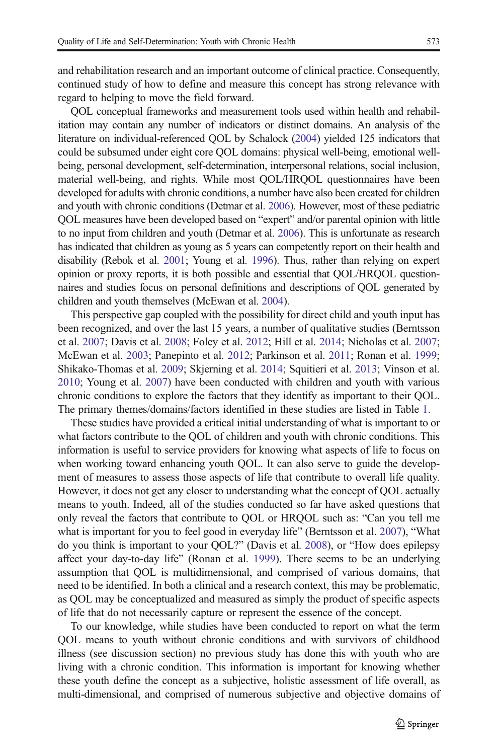and rehabilitation research and an important outcome of clinical practice. Consequently, continued study of how to define and measure this concept has strong relevance with regard to helping to move the field forward.

QOL conceptual frameworks and measurement tools used within health and rehabilitation may contain any number of indicators or distinct domains. An analysis of the literature on individual-referenced QOL by Schalock (2004) yielded 125 indicators that could be subsumed under eight core QOL domains: physical well-being, emotional well-being, personal development, self-determination, interpersonal relations, social inclusion, material well-being, and rights. While most QOL/HRQOL questionnaires have been developed for adults with chronic conditions, a number have also been created for children and youth with chronic conditions (Detmar et al. 2006). However, most of these pediatric QOL measures have been developed based on "expert" and/or parental opinion with little to no input from children and youth (Detmar et al. 2006). This is unfortunate as research has indicated that children as young as 5 years can competently report on their health and disability (Rebok et al. 2001; Young et al. 1996). Thus, rather than relying on expert opinion or proxy reports, it is both possible and essential that QOL/HRQOL questionnaires and studies focus on personal definitions and descriptions of QOL generated by children and youth themselves (McEwan et al. 2004).

This perspective gap coupled with the possibility for direct child and youth input has been recognized, and over the last 15 years, a number of qualitative studies (Berntsson et al. 2007; Davis et al. 2008; Foley et al. 2012; Hill et al. 2014; Nicholas et al. 2007; McEwan et al. 2003; Panepinto et al. 2012; Parkinson et al. 2011; Ronan et al. 1999; Shikako-Thomas et al. 2009; Skjerning et al. 2014; Squitieri et al. 2013; Vinson et al. 2010; Young et al. 2007) have been conducted with children and youth with various chronic conditions to explore the factors that they identify as important to their QOL. The primary themes/domains/factors identified in these studies are listed in Table 1.

These studies have provided a critical initial understanding of what is important to or what factors contribute to the QOL of children and youth with chronic conditions. This information is useful to service providers for knowing what aspects of life to focus on when working toward enhancing youth QOL. It can also serve to guide the development of measures to assess those aspects of life that contribute to overall life quality. However, it does not get any closer to understanding what the concept of QOL actually means to youth. Indeed, all of the studies conducted so far have asked questions that only reveal the factors that contribute to QOL or HRQOL such as: "Can you tell me what is important for you to feel good in everyday life" (Berntsson et al. 2007), "What do you think is important to your QOL?" (Davis et al. 2008), or "How does epilepsy affect your day-to-day life" (Ronan et al. 1999). There seems to be an underlying assumption that QOL is multidimensional, and comprised of various domains, that need to be identified. In both a clinical and a research context, this may be problematic, as QOL may be conceptualized and measured as simply the product of specific aspects of life that do not necessarily capture or represent the essence of the concept.

To our knowledge, while studies have been conducted to report on what the term QOL means to youth without chronic conditions and with survivors of childhood illness (see discussion section) no previous study has done this with youth who are living with a chronic condition. This information is important for knowing whether these youth define the concept as a subjective, holistic assessment of life overall, as multi-dimensional, and comprised of numerous subjective and objective domains of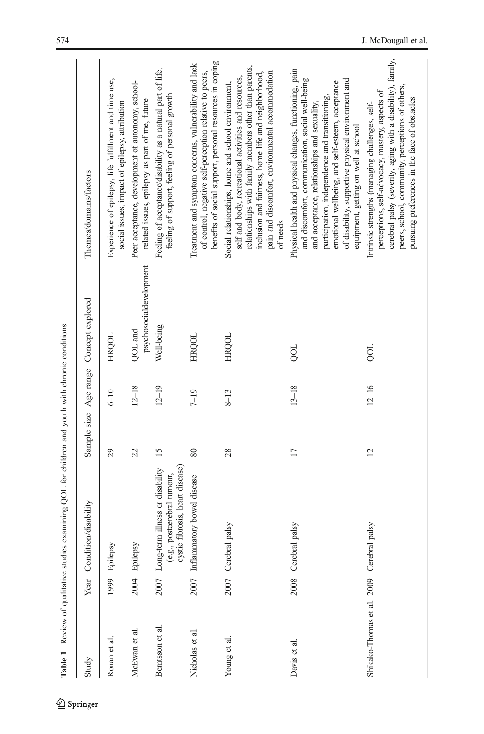**Table 1** Review of qualitative studies examining QOL for children and youth with chronic conditions

| Study | Year | Condition/disability | Sample size | Age range | Concept explored | Themes/domains/factors |
|---|---|---|---|---|---|---|
| Ronan et al. | 1999 | Epilepsy | 29 | 6–10 | HRQOL | Experience of epilepsy, life fulfillment and time use, social issues, impact of epilepsy, attribution |
| McEwan et al. | 2004 | Epilepsy | 22 | 12–18 | QOL and psychosocialdevelopment | Peer acceptance, development of autonomy, school-related issues, epilepsy as part of me, future |
| Berntsson et al. | 2007 | Long-term illness or disability (e.g., postcerebral tumour, cystic fibrosis, heart disease) | 15 | 12–19 | Well-being | Feeling of acceptance/disability as a natural part of life, feeling of support, feeling of personal growth |
| Nicholas et al. | 2007 | Inflammatory bowel disease | 80 | 7–19 | HRQOL | Treatment and symptom concerns, vulnerability and lack of control, negative self-perception relative to peers, benefits of social support, personal resources in coping |
| Young et al. | 2007 | Cerebral palsy | 28 | 8–13 | HRQOL | Social relationships, home and school environment, self and body, recreational activities and resources, relationships with family members other than parents, inclusion and fairness, home life and neighborhood, pain and discomfort, environmental accommodation of needs |
| Davis et al. | 2008 | Cerebral palsy | 17 | 13–18 | QOL | Physical health and physical changes, functioning, pain and discomfort, communication, social well-being and acceptance, relationships and sexuality, participation, independence and transitioning, emotional wellbeing, and self-esteem, acceptance of disability, supportive physical environment and equipment, getting on well at school |
| Shikako-Thomas et al. | 2009 | Cerebral palsy | 12 | 12–16 | QOL | Intrinsic strengths (managing challenges, self-perceptions, self-advocacy, mastery, aspects of cerebral palsy (severity, aging with a disability), family, peers, school, community, perceptions of others, pursuing preferences in the face of obstacles |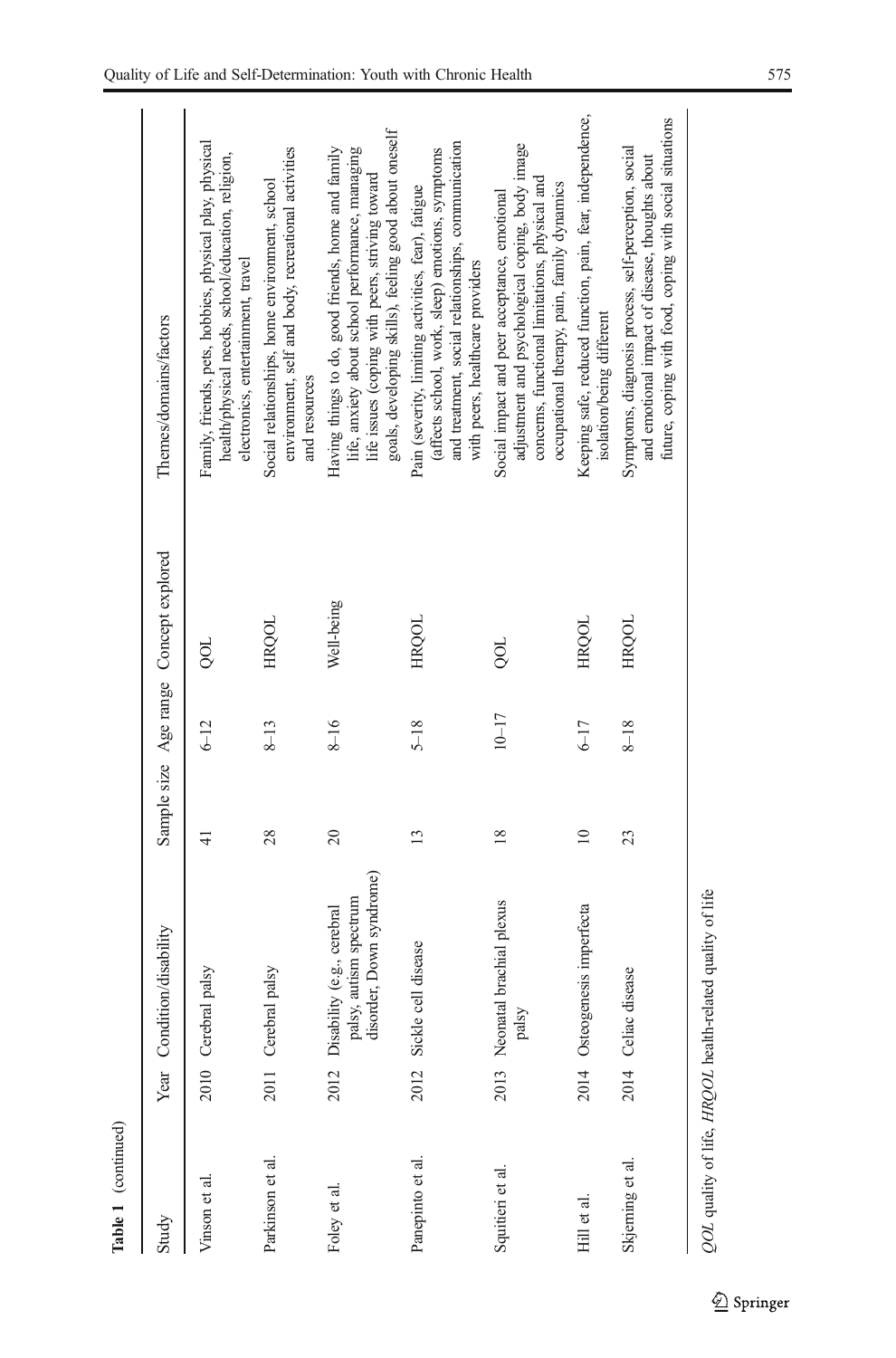**Table 1** (continued)

| Study | Year | Condition/disability | Sample size | Age range | Concept explored | Themes/domains/factors |
| --- | --- | --- | --- | --- | --- | --- |
| Vinson et al. | 2010 | Cerebral palsy | 41 | 6–12 | QOL | Family, friends, pets, hobbies, physical play, physical health/physical needs, school/education, religion, electronics, entertainment, travel |
| Parkinson et al. | 2011 | Cerebral palsy | 28 | 8–13 | HRQOL | Social relationships, home environment, school environment, self and body, recreational activities and resources |
| Foley et al. | 2012 | Disability (e.g., cerebral palsy, autism spectrum disorder, Down syndrome) | 20 | 8–16 | Well-being | Having things to do, good friends, home and family life, anxiety about school performance, managing life issues (coping with peers, striving toward goals, developing skills), feeling good about oneself |
| Panepinto et al. | 2012 | Sickle cell disease | 13 | 5–18 | HRQOL | Pain (severity, limiting activities, fear), fatigue (affects school, work, sleep) emotions, symptoms and treatment, social relationships, communication with peers, healthcare providers |
| Squitieri et al. | 2013 | Neonatal brachial plexus palsy | 18 | 10–17 | QOL | Social impact and peer acceptance, emotional adjustment and psychological coping, body image concerns, functional limitations, physical and occupational therapy, pain, family dynamics |
| Hill et al. | 2014 | Osteogenesis imperfecta | 10 | 6–17 | HRQOL | Keeping safe, reduced function, pain, fear, independence, isolation/being different |
| Skjerning et al. | 2014 | Celiac disease | 23 | 8–18 | HRQOL | Symptoms, diagnosis process, self-perception, social and emotional impact of disease, thoughts about future, coping with food, coping with social situations |

*QOL* quality of life, *HRQOL* health-related quality of life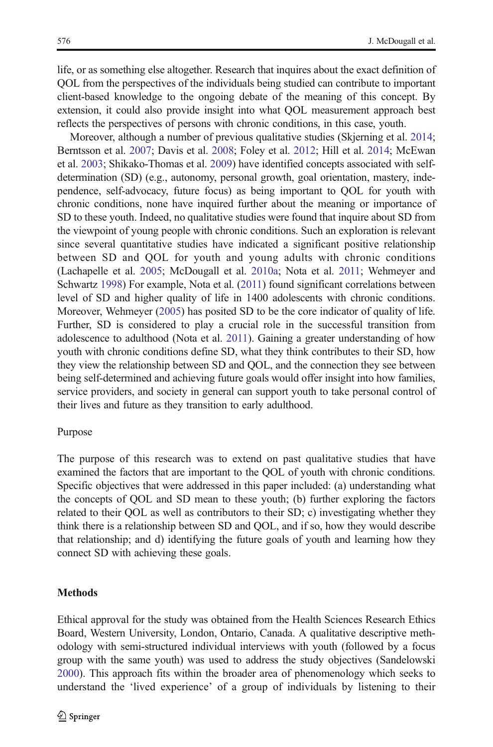life, or as something else altogether. Research that inquires about the exact definition of QOL from the perspectives of the individuals being studied can contribute to important client-based knowledge to the ongoing debate of the meaning of this concept. By extension, it could also provide insight into what QOL measurement approach best reflects the perspectives of persons with chronic conditions, in this case, youth.

Moreover, although a number of previous qualitative studies (Skjerning et al. 2014; Berntsson et al. 2007; Davis et al. 2008; Foley et al. 2012; Hill et al. 2014; McEwan et al. 2003; Shikako-Thomas et al. 2009) have identified concepts associated with self-determination (SD) (e.g., autonomy, personal growth, goal orientation, mastery, independence, self-advocacy, future focus) as being important to QOL for youth with chronic conditions, none have inquired further about the meaning or importance of SD to these youth. Indeed, no qualitative studies were found that inquire about SD from the viewpoint of young people with chronic conditions. Such an exploration is relevant since several quantitative studies have indicated a significant positive relationship between SD and QOL for youth and young adults with chronic conditions (Lachapelle et al. 2005; McDougall et al. 2010a; Nota et al. 2011; Wehmeyer and Schwartz 1998) For example, Nota et al. (2011) found significant correlations between level of SD and higher quality of life in 1400 adolescents with chronic conditions. Moreover, Wehmeyer (2005) has posited SD to be the core indicator of quality of life. Further, SD is considered to play a crucial role in the successful transition from adolescence to adulthood (Nota et al. 2011). Gaining a greater understanding of how youth with chronic conditions define SD, what they think contributes to their SD, how they view the relationship between SD and QOL, and the connection they see between being self-determined and achieving future goals would offer insight into how families, service providers, and society in general can support youth to take personal control of their lives and future as they transition to early adulthood.

### Purpose

The purpose of this research was to extend on past qualitative studies that have examined the factors that are important to the QOL of youth with chronic conditions. Specific objectives that were addressed in this paper included: (a) understanding what the concepts of QOL and SD mean to these youth; (b) further exploring the factors related to their QOL as well as contributors to their SD; c) investigating whether they think there is a relationship between SD and QOL, and if so, how they would describe that relationship; and d) identifying the future goals of youth and learning how they connect SD with achieving these goals.

## Methods

Ethical approval for the study was obtained from the Health Sciences Research Ethics Board, Western University, London, Ontario, Canada. A qualitative descriptive methodology with semi-structured individual interviews with youth (followed by a focus group with the same youth) was used to address the study objectives (Sandelowski 2000). This approach fits within the broader area of phenomenology which seeks to understand the 'lived experience' of a group of individuals by listening to their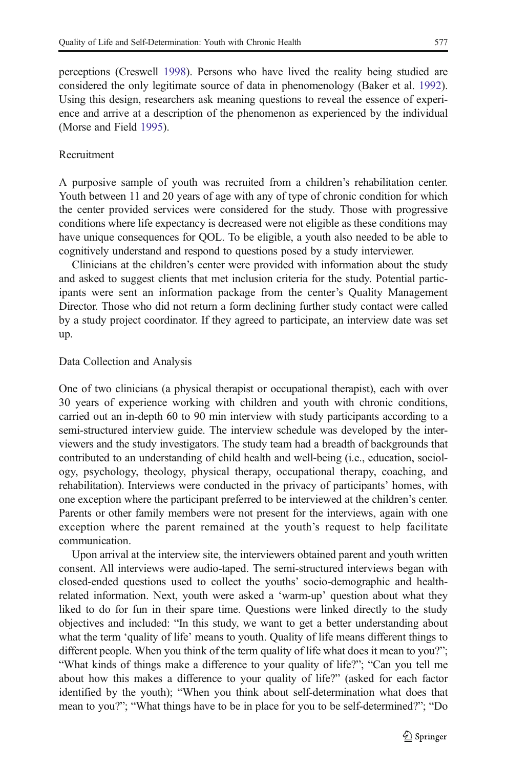perceptions (Creswell 1998). Persons who have lived the reality being studied are considered the only legitimate source of data in phenomenology (Baker et al. 1992). Using this design, researchers ask meaning questions to reveal the essence of experience and arrive at a description of the phenomenon as experienced by the individual (Morse and Field 1995).

### Recruitment

A purposive sample of youth was recruited from a children's rehabilitation center. Youth between 11 and 20 years of age with any of type of chronic condition for which the center provided services were considered for the study. Those with progressive conditions where life expectancy is decreased were not eligible as these conditions may have unique consequences for QOL. To be eligible, a youth also needed to be able to cognitively understand and respond to questions posed by a study interviewer.

Clinicians at the children's center were provided with information about the study and asked to suggest clients that met inclusion criteria for the study. Potential participants were sent an information package from the center's Quality Management Director. Those who did not return a form declining further study contact were called by a study project coordinator. If they agreed to participate, an interview date was set up.

### Data Collection and Analysis

One of two clinicians (a physical therapist or occupational therapist), each with over 30 years of experience working with children and youth with chronic conditions, carried out an in-depth 60 to 90 min interview with study participants according to a semi-structured interview guide. The interview schedule was developed by the interviewers and the study investigators. The study team had a breadth of backgrounds that contributed to an understanding of child health and well-being (i.e., education, sociology, psychology, theology, physical therapy, occupational therapy, coaching, and rehabilitation). Interviews were conducted in the privacy of participants' homes, with one exception where the participant preferred to be interviewed at the children's center. Parents or other family members were not present for the interviews, again with one exception where the parent remained at the youth's request to help facilitate communication.

Upon arrival at the interview site, the interviewers obtained parent and youth written consent. All interviews were audio-taped. The semi-structured interviews began with closed-ended questions used to collect the youths' socio-demographic and health-related information. Next, youth were asked a 'warm-up' question about what they liked to do for fun in their spare time. Questions were linked directly to the study objectives and included: "In this study, we want to get a better understanding about what the term 'quality of life' means to youth. Quality of life means different things to different people. When you think of the term quality of life what does it mean to you?"; "What kinds of things make a difference to your quality of life?"; "Can you tell me about how this makes a difference to your quality of life?" (asked for each factor identified by the youth); "When you think about self-determination what does that mean to you?"; "What things have to be in place for you to be self-determined?"; "Do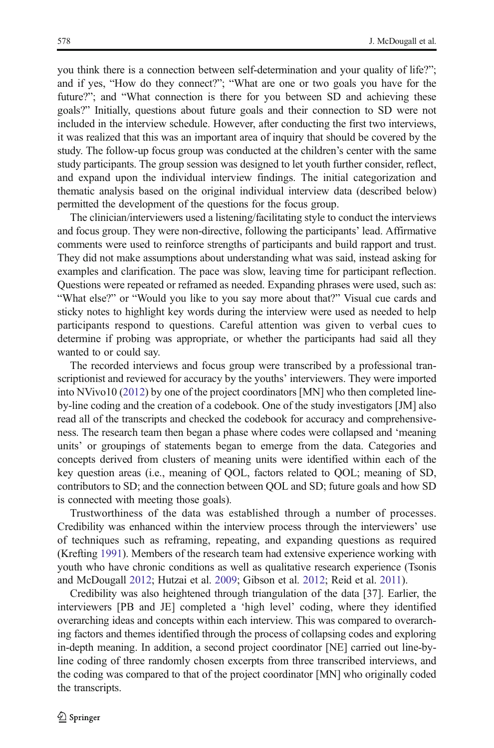you think there is a connection between self-determination and your quality of life?"; and if yes, "How do they connect?"; "What are one or two goals you have for the future?"; and "What connection is there for you between SD and achieving these goals?" Initially, questions about future goals and their connection to SD were not included in the interview schedule. However, after conducting the first two interviews, it was realized that this was an important area of inquiry that should be covered by the study. The follow-up focus group was conducted at the children's center with the same study participants. The group session was designed to let youth further consider, reflect, and expand upon the individual interview findings. The initial categorization and thematic analysis based on the original individual interview data (described below) permitted the development of the questions for the focus group.

The clinician/interviewers used a listening/facilitating style to conduct the interviews and focus group. They were non-directive, following the participants' lead. Affirmative comments were used to reinforce strengths of participants and build rapport and trust. They did not make assumptions about understanding what was said, instead asking for examples and clarification. The pace was slow, leaving time for participant reflection. Questions were repeated or reframed as needed. Expanding phrases were used, such as: "What else?" or "Would you like to you say more about that?" Visual cue cards and sticky notes to highlight key words during the interview were used as needed to help participants respond to questions. Careful attention was given to verbal cues to determine if probing was appropriate, or whether the participants had said all they wanted to or could say.

The recorded interviews and focus group were transcribed by a professional transcriptionist and reviewed for accuracy by the youths' interviewers. They were imported into NVivo10 (2012) by one of the project coordinators [MN] who then completed line-by-line coding and the creation of a codebook. One of the study investigators [JM] also read all of the transcripts and checked the codebook for accuracy and comprehensiveness. The research team then began a phase where codes were collapsed and 'meaning units' or groupings of statements began to emerge from the data. Categories and concepts derived from clusters of meaning units were identified within each of the key question areas (i.e., meaning of QOL, factors related to QOL; meaning of SD, contributors to SD; and the connection between QOL and SD; future goals and how SD is connected with meeting those goals).

Trustworthiness of the data was established through a number of processes. Credibility was enhanced within the interview process through the interviewers' use of techniques such as reframing, repeating, and expanding questions as required (Krefting 1991). Members of the research team had extensive experience working with youth who have chronic conditions as well as qualitative research experience (Tsonis and McDougall 2012; Hutzai et al. 2009; Gibson et al. 2012; Reid et al. 2011).

Credibility was also heightened through triangulation of the data [37]. Earlier, the interviewers [PB and JE] completed a 'high level' coding, where they identified overarching ideas and concepts within each interview. This was compared to overarching factors and themes identified through the process of collapsing codes and exploring in-depth meaning. In addition, a second project coordinator [NE] carried out line-by-line coding of three randomly chosen excerpts from three transcribed interviews, and the coding was compared to that of the project coordinator [MN] who originally coded the transcripts.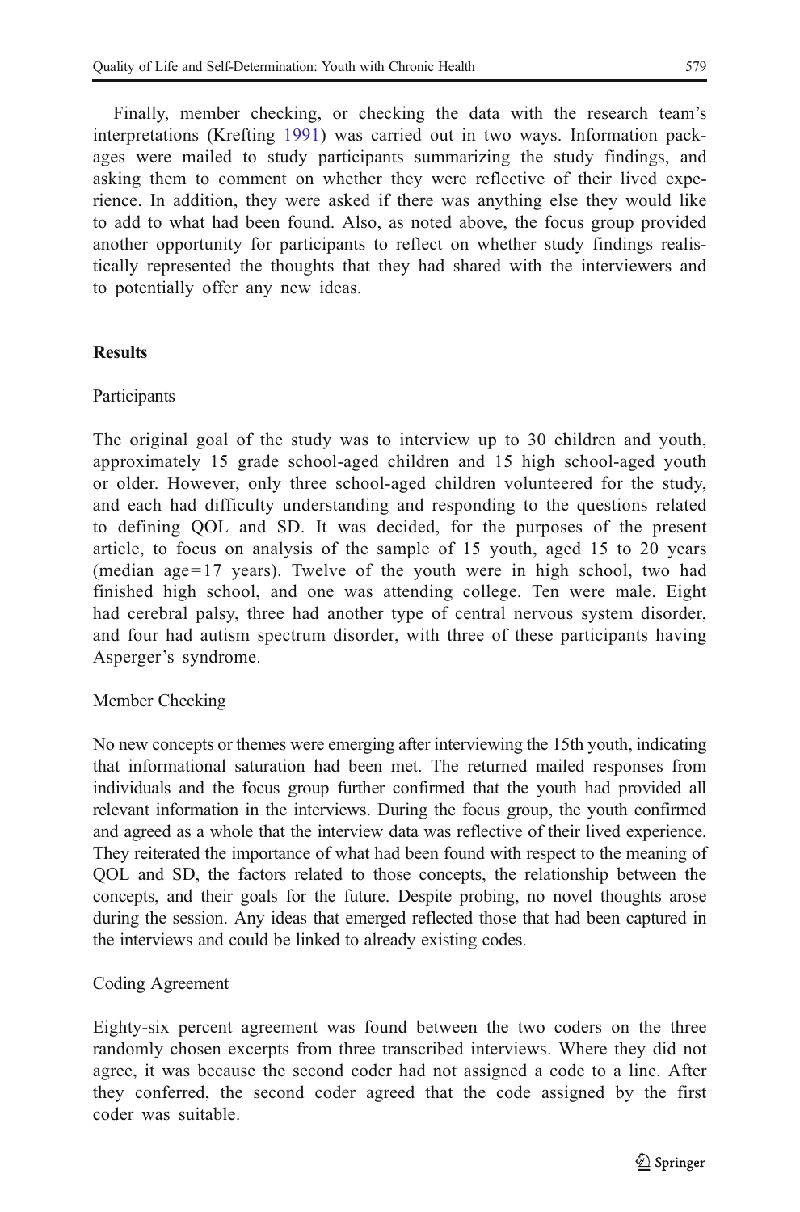Finally, member checking, or checking the data with the research team's interpretations (Krefting 1991) was carried out in two ways. Information packages were mailed to study participants summarizing the study findings, and asking them to comment on whether they were reflective of their lived experience. In addition, they were asked if there was anything else they would like to add to what had been found. Also, as noted above, the focus group provided another opportunity for participants to reflect on whether study findings realistically represented the thoughts that they had shared with the interviewers and to potentially offer any new ideas.

## Results

### Participants

The original goal of the study was to interview up to 30 children and youth, approximately 15 grade school-aged children and 15 high school-aged youth or older. However, only three school-aged children volunteered for the study, and each had difficulty understanding and responding to the questions related to defining QOL and SD. It was decided, for the purposes of the present article, to focus on analysis of the sample of 15 youth, aged 15 to 20 years (median age=17 years). Twelve of the youth were in high school, two had finished high school, and one was attending college. Ten were male. Eight had cerebral palsy, three had another type of central nervous system disorder, and four had autism spectrum disorder, with three of these participants having Asperger's syndrome.

### Member Checking

No new concepts or themes were emerging after interviewing the 15th youth, indicating that informational saturation had been met. The returned mailed responses from individuals and the focus group further confirmed that the youth had provided all relevant information in the interviews. During the focus group, the youth confirmed and agreed as a whole that the interview data was reflective of their lived experience. They reiterated the importance of what had been found with respect to the meaning of QOL and SD, the factors related to those concepts, the relationship between the concepts, and their goals for the future. Despite probing, no novel thoughts arose during the session. Any ideas that emerged reflected those that had been captured in the interviews and could be linked to already existing codes.

### Coding Agreement

Eighty-six percent agreement was found between the two coders on the three randomly chosen excerpts from three transcribed interviews. Where they did not agree, it was because the second coder had not assigned a code to a line. After they conferred, the second coder agreed that the code assigned by the first coder was suitable.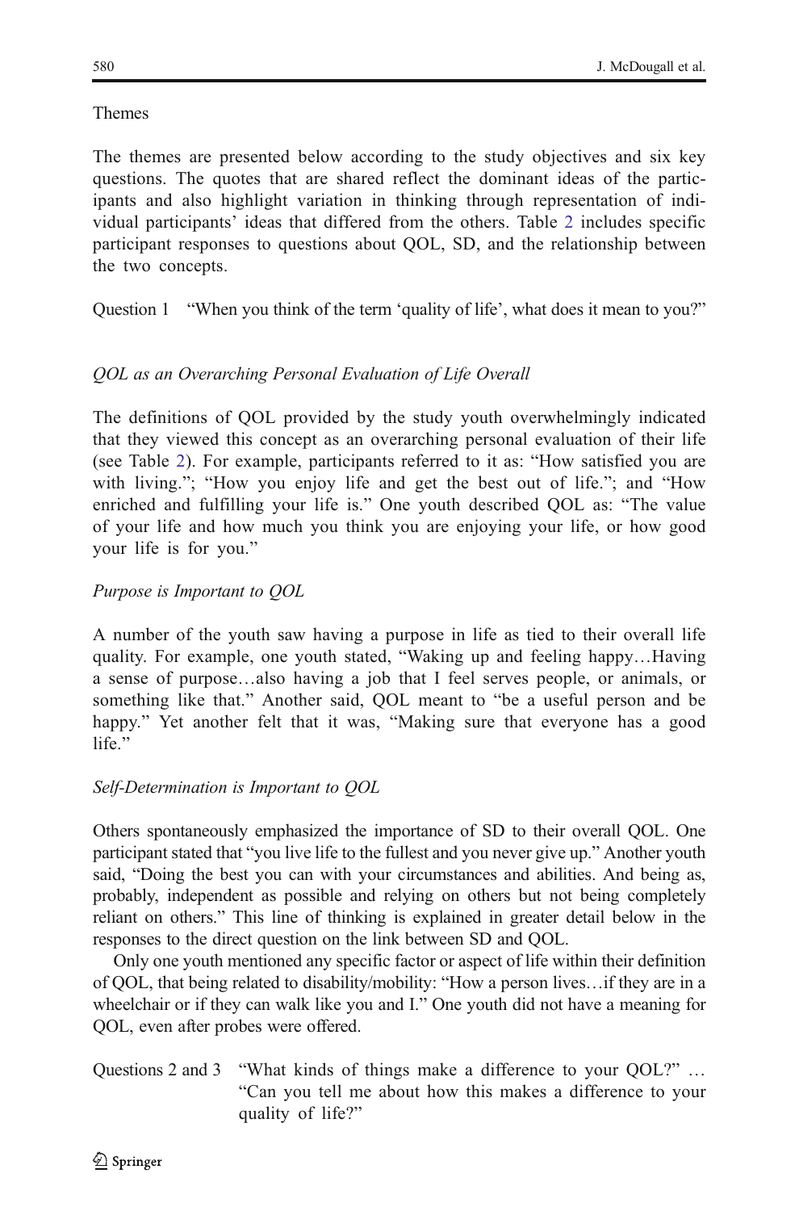Themes

The themes are presented below according to the study objectives and six key questions. The quotes that are shared reflect the dominant ideas of the participants and also highlight variation in thinking through representation of individual participants' ideas that differed from the others. Table 2 includes specific participant responses to questions about QOL, SD, and the relationship between the two concepts.

Question 1 "When you think of the term 'quality of life', what does it mean to you?"

*QOL as an Overarching Personal Evaluation of Life Overall*

The definitions of QOL provided by the study youth overwhelmingly indicated that they viewed this concept as an overarching personal evaluation of their life (see Table 2). For example, participants referred to it as: "How satisfied you are with living."; "How you enjoy life and get the best out of life."; and "How enriched and fulfilling your life is." One youth described QOL as: "The value of your life and how much you think you are enjoying your life, or how good your life is for you."

*Purpose is Important to QOL*

A number of the youth saw having a purpose in life as tied to their overall life quality. For example, one youth stated, "Waking up and feeling happy…Having a sense of purpose…also having a job that I feel serves people, or animals, or something like that." Another said, QOL meant to "be a useful person and be happy." Yet another felt that it was, "Making sure that everyone has a good life."

*Self-Determination is Important to QOL*

Others spontaneously emphasized the importance of SD to their overall QOL. One participant stated that "you live life to the fullest and you never give up." Another youth said, "Doing the best you can with your circumstances and abilities. And being as, probably, independent as possible and relying on others but not being completely reliant on others." This line of thinking is explained in greater detail below in the responses to the direct question on the link between SD and QOL.

Only one youth mentioned any specific factor or aspect of life within their definition of QOL, that being related to disability/mobility: "How a person lives…if they are in a wheelchair or if they can walk like you and I." One youth did not have a meaning for QOL, even after probes were offered.

Questions 2 and 3 "What kinds of things make a difference to your QOL?" … "Can you tell me about how this makes a difference to your quality of life?"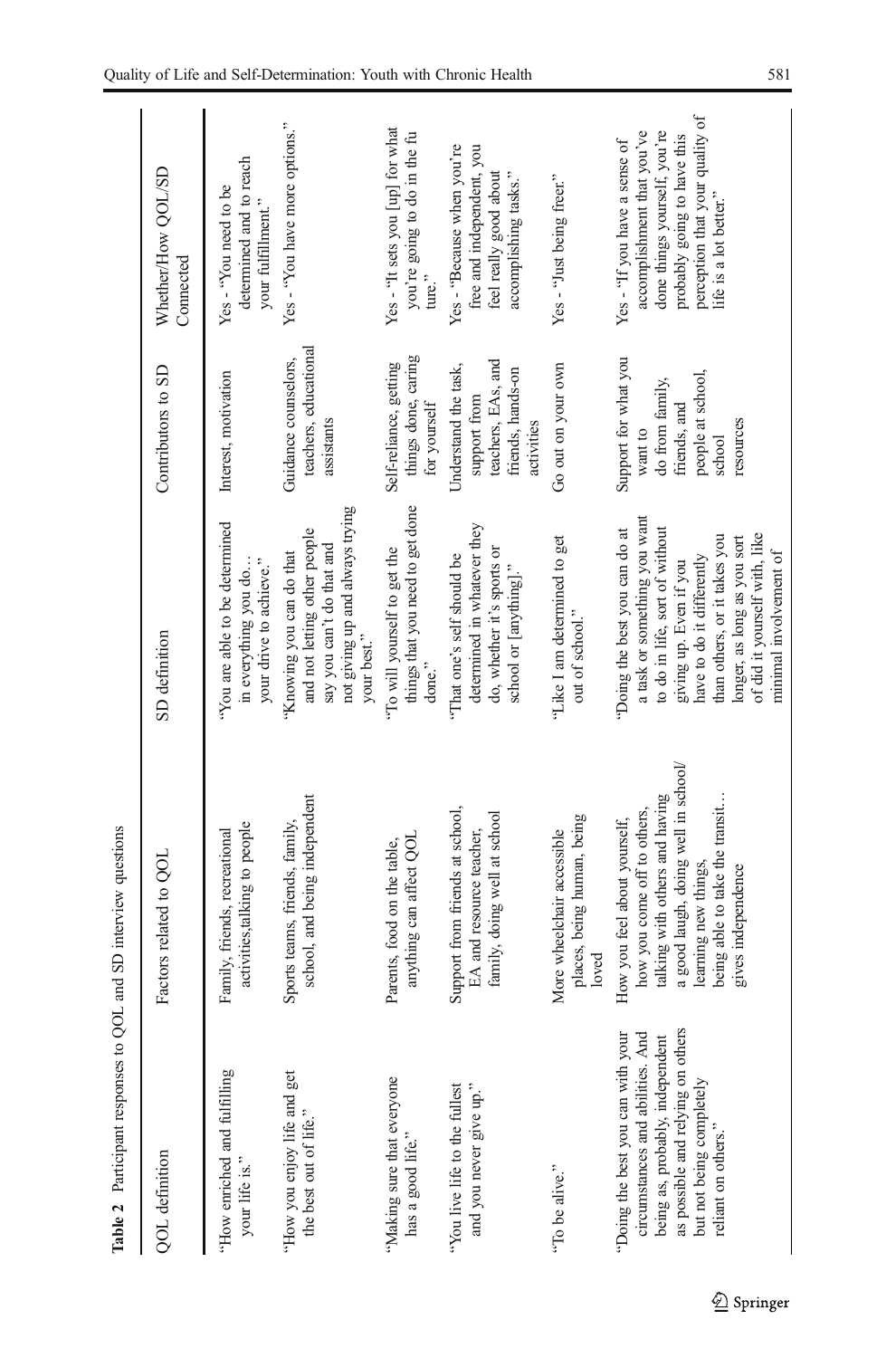**Table 2** Participant responses to QOL and SD interview questions

| QOL definition | Factors related to QOL | SD definition | Contributors to SD | Whether/How QOL/SD Connected |
|---|---|---|---|---|
| "How enriched and fulfilling your life is." | Family, friends, recreational activities,talking to people | "You are able to be determined in everything you do… your drive to achieve." | Interest, motivation | Yes - "You need to be determined and to reach your fulfillment." |
| "How you enjoy life and get the best out of life." | Sports teams, friends, family, school, and being independent | "Knowing you can do that and not letting other people say you can't do that and not giving up and always trying your best." | Guidance counselors, teachers, educational assistants | Yes - "You have more options." |
| "Making sure that everyone has a good life." | Parents, food on the table, anything can affect QOL | "To will yourself to get the things that you need to get done done." | Self-reliance, getting things done, caring for yourself | Yes - "It sets you [up] for what you're going to do in the fu ture." |
| "You live life to the fullest and you never give up." | Support from friends at school, EA and resource teacher, family, doing well at school | "That one's self should be determined in whatever they do, whether it's sports or school or [anything]." | Understand the task, support from teachers, EAs, and friends, hands-on activities | Yes - "Because when you're free and independent, you feel really good about accomplishing tasks." |
| "To be alive." | More wheelchair accessible places, being human, being loved | "Like I am determined to get out of school." | Go out on your own | Yes - "Just being freer." |
| "Doing the best you can with your circumstances and abilities. And being as, probably, independent as possible and relying on others but not being completely reliant on others." | How you feel about yourself, how you come off to others, talking with others and having a good laugh, doing well in school/ learning new things, being able to take the transit… gives independence | "Doing the best you can do at a task or something you want to do in life, sort of without giving up. Even if you have to do it differently than others, or it takes you longer, as long as you sort of did it yourself with, like minimal involvement of | Support for what you want to do from family, friends, and people at school, school resources | Yes - "If you have a sense of accomplishment that you've done things yourself, you're probably going to have this perception that your quality of life is a lot better." |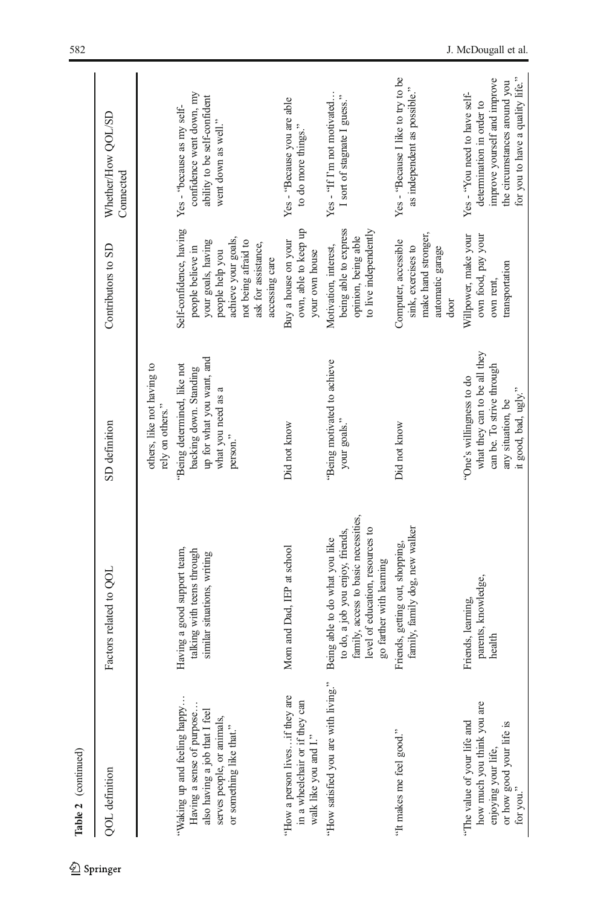**Table 2** (continued)

| QOL definition | Factors related to QOL | SD definition | Contributors to SD | Whether/How QOL/SD Connected |
|---|---|---|---|---|
| | | others, like not having to rely on others." | | |
| "Waking up and feeling happy… Having a sense of purpose… also having a job that I feel serves people, or animals, or something like that." | Having a good support team, talking with teens through similar situations, writing | "Being determined, like not backing down. Standing up for what you want, and what you need as a person." | Self-confidence, having people believe in your goals, having people help you achieve your goals, not being afraid to ask for assistance, accessing care | Yes - "because as my self-confidence went down, my ability to be self-confident went down as well." |
| "How a person lives…if they are in a wheelchair or if they can walk like you and I." | Mom and Dad, IEP at school | Did not know | Buy a house on your own, able to keep up your own house | Yes - "Because you are able to do more things." |
| "How satisfied you are with living." | Being able to do what you like to do, a job you enjoy, friends, family, access to basic necessities, level of education, resources to go farther with learning | "Being motivated to achieve your goals." | Motivation, interest, being able to express opinion, being able to live independently | Yes - "If I'm not motivated… I sort of stagnate I guess." |
| "It makes me feel good." | Friends, getting out, shopping, family, family dog, new walker | Did not know | Computer, accessible sink, exercises to make hand stronger, automatic garage door | Yes - "Because I like to try to be as independent as possible." |
| "The value of your life and how much you think you are enjoying your life, or how good your life is for you." | Friends, learning, parents, knowledge, health | "One's willingness to do what they can to be all they can be. To strive through any situation, be it good, bad, ugly." | Willpower, make your own food, pay your own rent, transportation | Yes - "You need to have self-determination in order to improve yourself and improve the circumstances around you for you to have a quality life." |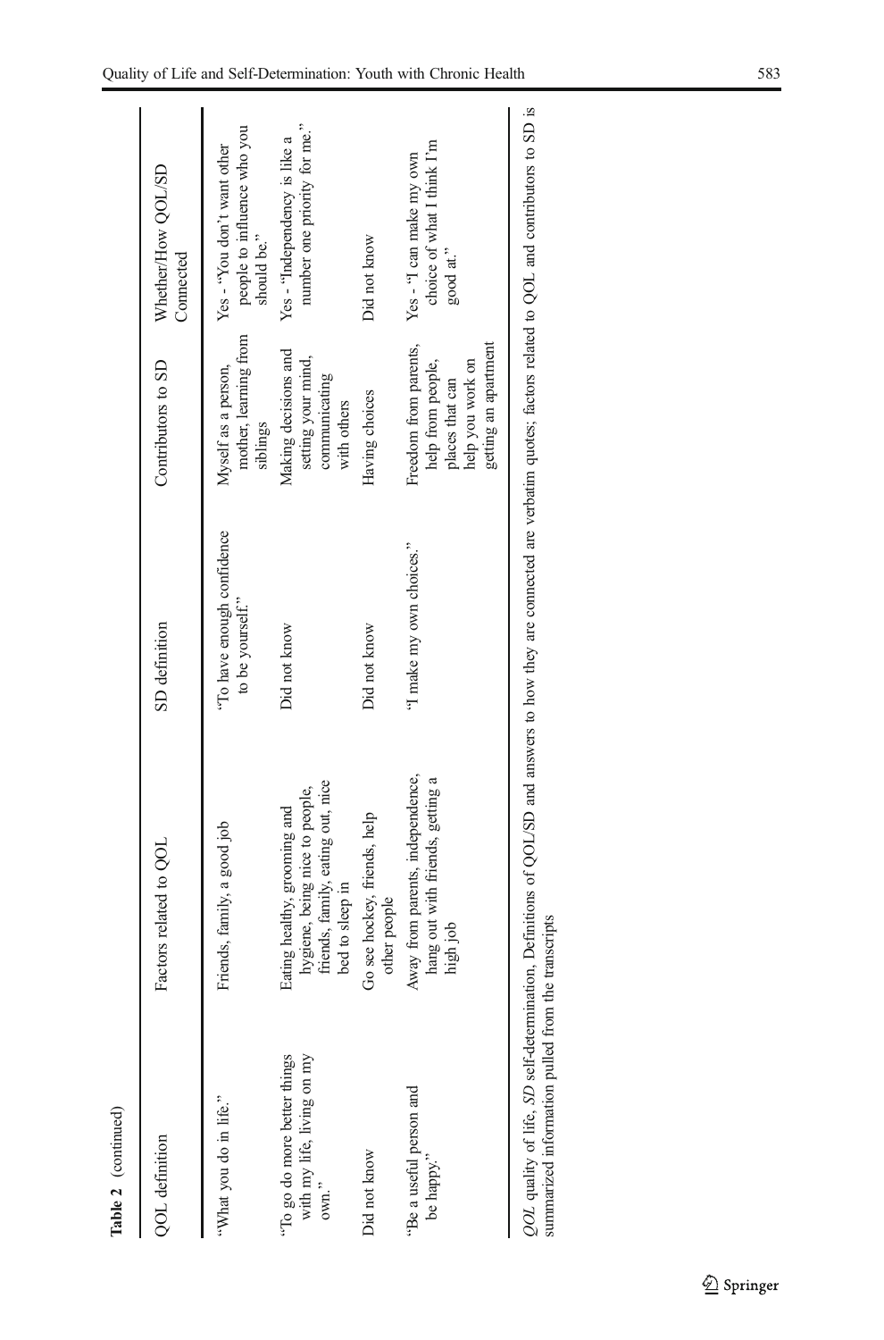Table 2 (continued)

| QOL definition | Factors related to QOL | SD definition | Contributors to SD | Whether/How QOL/SD Connected |
| --- | --- | --- | --- | --- |
| "What you do in life." | Friends, family, a good job | "To have enough confidence to be yourself." | Myself as a person, mother, learning from siblings | Yes - "You don't want other people to influence who you should be." |
| "To go do more better things with my life, living on my own." | Eating healthy, grooming and hygiene, being nice to people, friends, family, eating out, nice bed to sleep in | Did not know | Making decisions and setting your mind, communicating with others | Yes - "Independency is like a number one priority for me." |
| Did not know | Go see hockey, friends, help other people | Did not know | Having choices | Did not know |
| "Be a useful person and be happy." | Away from parents, independence, hang out with friends, getting a high job | "I make my own choices." | Freedom from parents, help from people, places that can help you work on getting an apartment | Yes - "I can make my own choice of what I think I'm good at." |

*QOL* quality of life, *SD* self-determination, Definitions of QOL/SD and answers to how they are connected are verbatim quotes; factors related to QOL and contributors to SD is summarized information pulled from the transcripts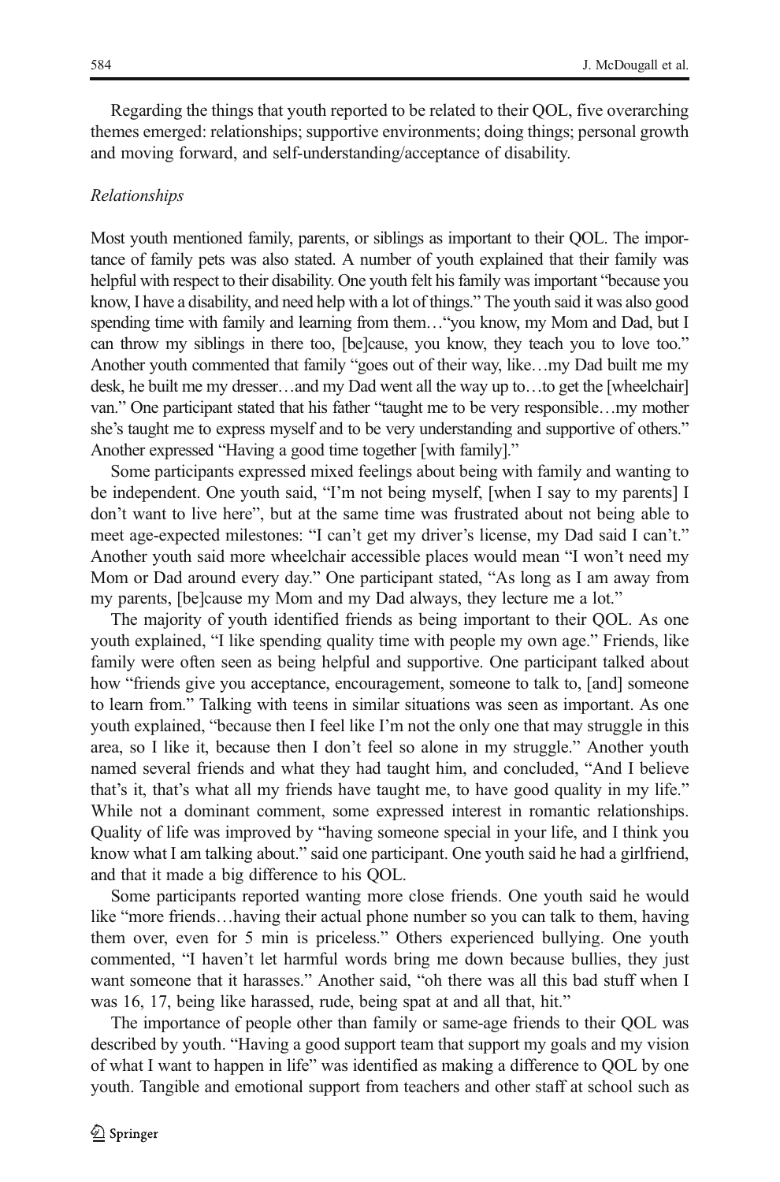Regarding the things that youth reported to be related to their QOL, five overarching themes emerged: relationships; supportive environments; doing things; personal growth and moving forward, and self-understanding/acceptance of disability.

*Relationships*

Most youth mentioned family, parents, or siblings as important to their QOL. The importance of family pets was also stated. A number of youth explained that their family was helpful with respect to their disability. One youth felt his family was important "because you know, I have a disability, and need help with a lot of things." The youth said it was also good spending time with family and learning from them…"you know, my Mom and Dad, but I can throw my siblings in there too, [be]cause, you know, they teach you to love too." Another youth commented that family "goes out of their way, like…my Dad built me my desk, he built me my dresser…and my Dad went all the way up to…to get the [wheelchair] van." One participant stated that his father "taught me to be very responsible…my mother she's taught me to express myself and to be very understanding and supportive of others." Another expressed "Having a good time together [with family]."

Some participants expressed mixed feelings about being with family and wanting to be independent. One youth said, "I'm not being myself, [when I say to my parents] I don't want to live here", but at the same time was frustrated about not being able to meet age-expected milestones: "I can't get my driver's license, my Dad said I can't." Another youth said more wheelchair accessible places would mean "I won't need my Mom or Dad around every day." One participant stated, "As long as I am away from my parents, [be]cause my Mom and my Dad always, they lecture me a lot."

The majority of youth identified friends as being important to their QOL. As one youth explained, "I like spending quality time with people my own age." Friends, like family were often seen as being helpful and supportive. One participant talked about how "friends give you acceptance, encouragement, someone to talk to, [and] someone to learn from." Talking with teens in similar situations was seen as important. As one youth explained, "because then I feel like I'm not the only one that may struggle in this area, so I like it, because then I don't feel so alone in my struggle." Another youth named several friends and what they had taught him, and concluded, "And I believe that's it, that's what all my friends have taught me, to have good quality in my life." While not a dominant comment, some expressed interest in romantic relationships. Quality of life was improved by "having someone special in your life, and I think you know what I am talking about." said one participant. One youth said he had a girlfriend, and that it made a big difference to his QOL.

Some participants reported wanting more close friends. One youth said he would like "more friends…having their actual phone number so you can talk to them, having them over, even for 5 min is priceless." Others experienced bullying. One youth commented, "I haven't let harmful words bring me down because bullies, they just want someone that it harasses." Another said, "oh there was all this bad stuff when I was 16, 17, being like harassed, rude, being spat at and all that, hit."

The importance of people other than family or same-age friends to their QOL was described by youth. "Having a good support team that support my goals and my vision of what I want to happen in life" was identified as making a difference to QOL by one youth. Tangible and emotional support from teachers and other staff at school such as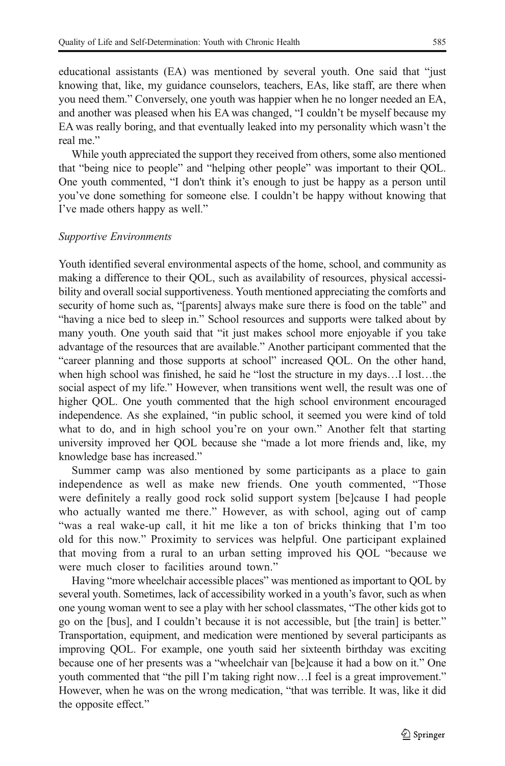educational assistants (EA) was mentioned by several youth. One said that "just knowing that, like, my guidance counselors, teachers, EAs, like staff, are there when you need them." Conversely, one youth was happier when he no longer needed an EA, and another was pleased when his EA was changed, "I couldn't be myself because my EA was really boring, and that eventually leaked into my personality which wasn't the real me."

While youth appreciated the support they received from others, some also mentioned that "being nice to people" and "helping other people" was important to their QOL. One youth commented, "I don't think it's enough to just be happy as a person until you've done something for someone else. I couldn't be happy without knowing that I've made others happy as well."

*Supportive Environments*

Youth identified several environmental aspects of the home, school, and community as making a difference to their QOL, such as availability of resources, physical accessibility and overall social supportiveness. Youth mentioned appreciating the comforts and security of home such as, "[parents] always make sure there is food on the table" and "having a nice bed to sleep in." School resources and supports were talked about by many youth. One youth said that "it just makes school more enjoyable if you take advantage of the resources that are available." Another participant commented that the "career planning and those supports at school" increased QOL. On the other hand, when high school was finished, he said he "lost the structure in my days…I lost…the social aspect of my life." However, when transitions went well, the result was one of higher QOL. One youth commented that the high school environment encouraged independence. As she explained, "in public school, it seemed you were kind of told what to do, and in high school you're on your own." Another felt that starting university improved her QOL because she "made a lot more friends and, like, my knowledge base has increased."

Summer camp was also mentioned by some participants as a place to gain independence as well as make new friends. One youth commented, "Those were definitely a really good rock solid support system [be]cause I had people who actually wanted me there." However, as with school, aging out of camp "was a real wake-up call, it hit me like a ton of bricks thinking that I'm too old for this now." Proximity to services was helpful. One participant explained that moving from a rural to an urban setting improved his QOL "because we were much closer to facilities around town."

Having "more wheelchair accessible places" was mentioned as important to QOL by several youth. Sometimes, lack of accessibility worked in a youth's favor, such as when one young woman went to see a play with her school classmates, "The other kids got to go on the [bus], and I couldn't because it is not accessible, but [the train] is better." Transportation, equipment, and medication were mentioned by several participants as improving QOL. For example, one youth said her sixteenth birthday was exciting because one of her presents was a "wheelchair van [be]cause it had a bow on it." One youth commented that "the pill I'm taking right now…I feel is a great improvement." However, when he was on the wrong medication, "that was terrible. It was, like it did the opposite effect."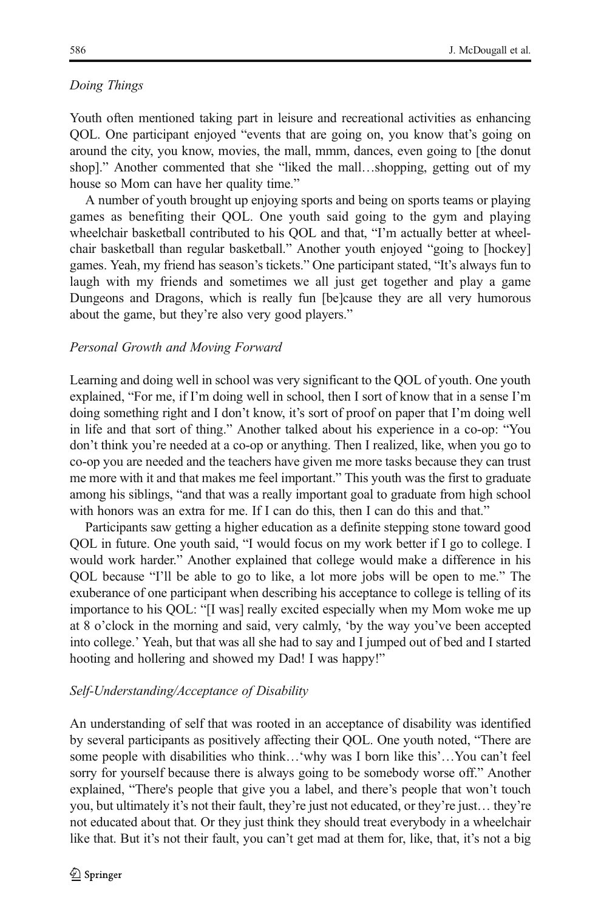*Doing Things*

Youth often mentioned taking part in leisure and recreational activities as enhancing QOL. One participant enjoyed "events that are going on, you know that's going on around the city, you know, movies, the mall, mmm, dances, even going to [the donut shop]." Another commented that she "liked the mall…shopping, getting out of my house so Mom can have her quality time."

A number of youth brought up enjoying sports and being on sports teams or playing games as benefiting their QOL. One youth said going to the gym and playing wheelchair basketball contributed to his QOL and that, "I'm actually better at wheelchair basketball than regular basketball." Another youth enjoyed "going to [hockey] games. Yeah, my friend has season's tickets." One participant stated, "It's always fun to laugh with my friends and sometimes we all just get together and play a game Dungeons and Dragons, which is really fun [be]cause they are all very humorous about the game, but they're also very good players."

*Personal Growth and Moving Forward*

Learning and doing well in school was very significant to the QOL of youth. One youth explained, "For me, if I'm doing well in school, then I sort of know that in a sense I'm doing something right and I don't know, it's sort of proof on paper that I'm doing well in life and that sort of thing." Another talked about his experience in a co-op: "You don't think you're needed at a co-op or anything. Then I realized, like, when you go to co-op you are needed and the teachers have given me more tasks because they can trust me more with it and that makes me feel important." This youth was the first to graduate among his siblings, "and that was a really important goal to graduate from high school with honors was an extra for me. If I can do this, then I can do this and that."

Participants saw getting a higher education as a definite stepping stone toward good QOL in future. One youth said, "I would focus on my work better if I go to college. I would work harder." Another explained that college would make a difference in his QOL because "I'll be able to go to like, a lot more jobs will be open to me." The exuberance of one participant when describing his acceptance to college is telling of its importance to his QOL: "[I was] really excited especially when my Mom woke me up at 8 o'clock in the morning and said, very calmly, 'by the way you've been accepted into college.' Yeah, but that was all she had to say and I jumped out of bed and I started hooting and hollering and showed my Dad! I was happy!"

*Self-Understanding/Acceptance of Disability*

An understanding of self that was rooted in an acceptance of disability was identified by several participants as positively affecting their QOL. One youth noted, "There are some people with disabilities who think…'why was I born like this'…You can't feel sorry for yourself because there is always going to be somebody worse off." Another explained, "There's people that give you a label, and there's people that won't touch you, but ultimately it's not their fault, they're just not educated, or they're just… they're not educated about that. Or they just think they should treat everybody in a wheelchair like that. But it's not their fault, you can't get mad at them for, like, that, it's not a big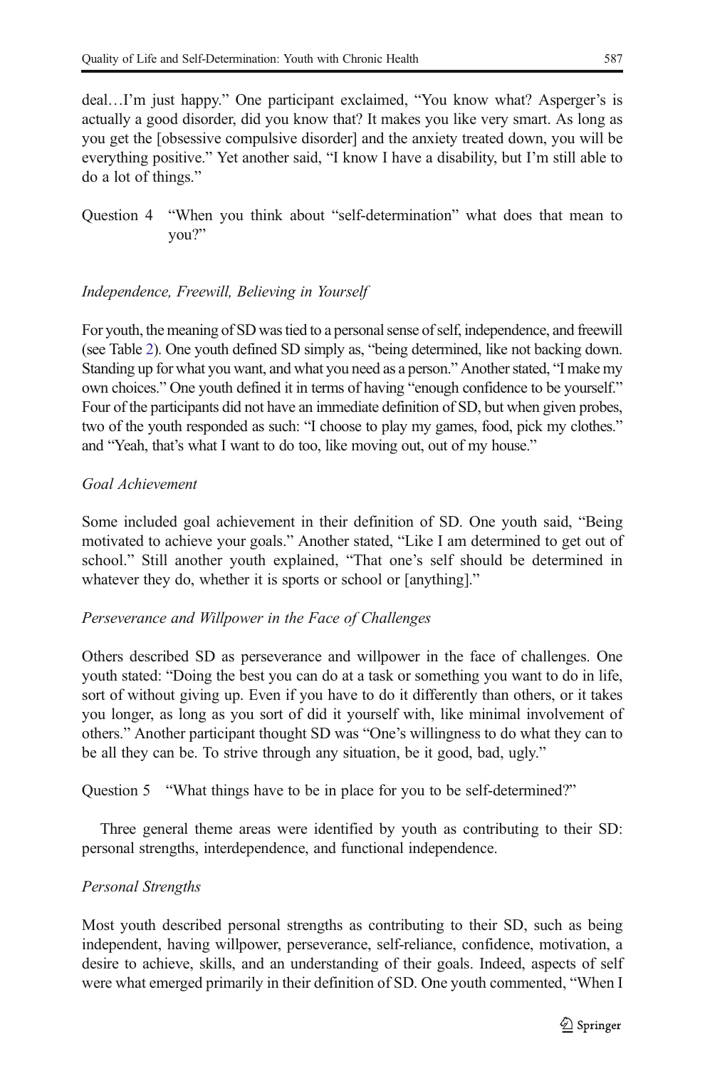deal…I'm just happy." One participant exclaimed, "You know what? Asperger's is actually a good disorder, did you know that? It makes you like very smart. As long as you get the [obsessive compulsive disorder] and the anxiety treated down, you will be everything positive." Yet another said, "I know I have a disability, but I'm still able to do a lot of things."

Question 4 "When you think about "self-determination" what does that mean to you?"

*Independence, Freewill, Believing in Yourself*

For youth, the meaning of SD was tied to a personal sense of self, independence, and freewill (see Table 2). One youth defined SD simply as, "being determined, like not backing down. Standing up for what you want, and what you need as a person." Another stated, "I make my own choices." One youth defined it in terms of having "enough confidence to be yourself." Four of the participants did not have an immediate definition of SD, but when given probes, two of the youth responded as such: "I choose to play my games, food, pick my clothes." and "Yeah, that's what I want to do too, like moving out, out of my house."

*Goal Achievement*

Some included goal achievement in their definition of SD. One youth said, "Being motivated to achieve your goals." Another stated, "Like I am determined to get out of school." Still another youth explained, "That one's self should be determined in whatever they do, whether it is sports or school or [anything]."

*Perseverance and Willpower in the Face of Challenges*

Others described SD as perseverance and willpower in the face of challenges. One youth stated: "Doing the best you can do at a task or something you want to do in life, sort of without giving up. Even if you have to do it differently than others, or it takes you longer, as long as you sort of did it yourself with, like minimal involvement of others." Another participant thought SD was "One's willingness to do what they can to be all they can be. To strive through any situation, be it good, bad, ugly."

Question 5 "What things have to be in place for you to be self-determined?"

Three general theme areas were identified by youth as contributing to their SD: personal strengths, interdependence, and functional independence.

*Personal Strengths*

Most youth described personal strengths as contributing to their SD, such as being independent, having willpower, perseverance, self-reliance, confidence, motivation, a desire to achieve, skills, and an understanding of their goals. Indeed, aspects of self were what emerged primarily in their definition of SD. One youth commented, "When I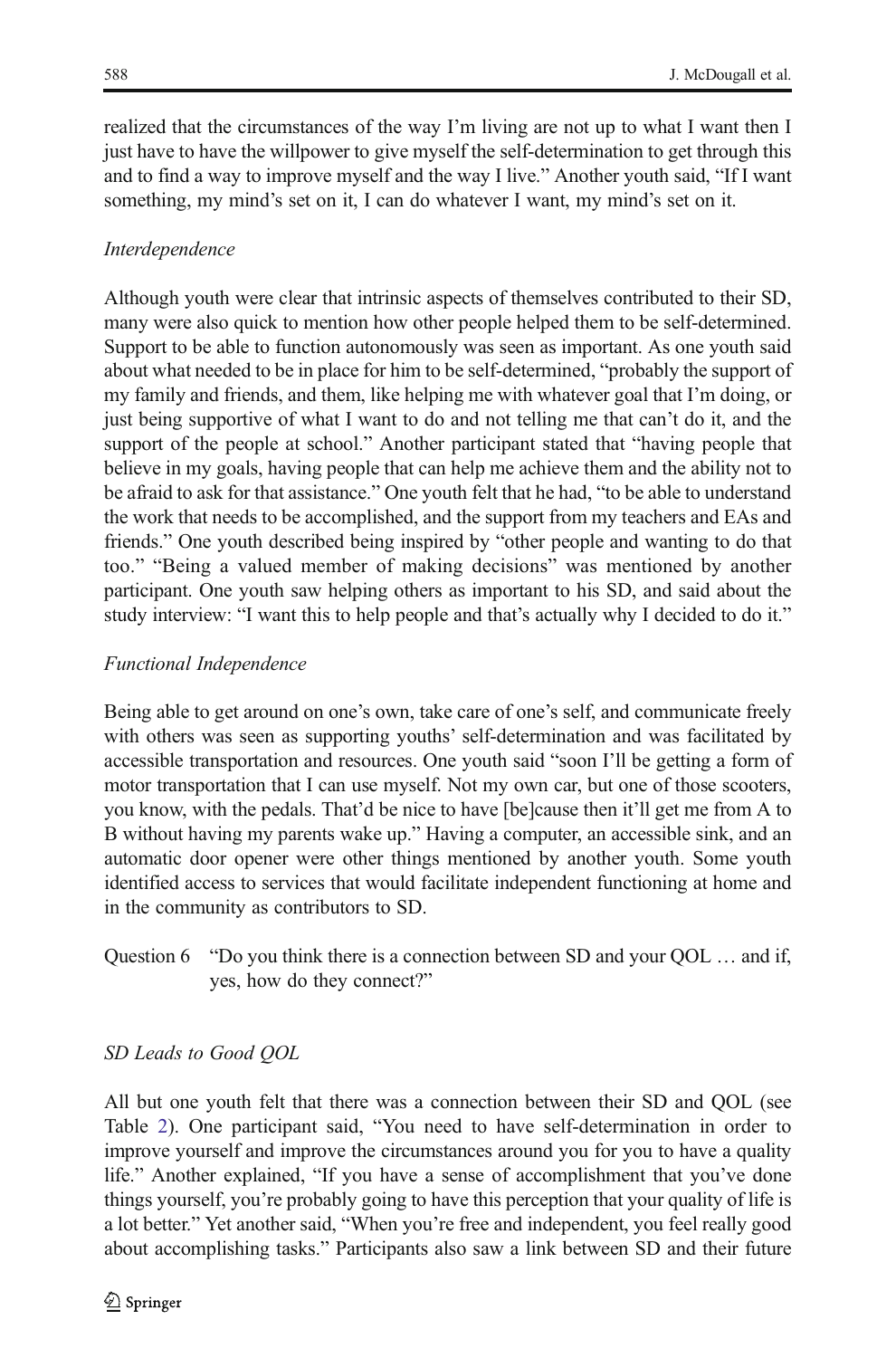realized that the circumstances of the way I'm living are not up to what I want then I just have to have the willpower to give myself the self-determination to get through this and to find a way to improve myself and the way I live." Another youth said, "If I want something, my mind's set on it, I can do whatever I want, my mind's set on it.

*Interdependence*

Although youth were clear that intrinsic aspects of themselves contributed to their SD, many were also quick to mention how other people helped them to be self-determined. Support to be able to function autonomously was seen as important. As one youth said about what needed to be in place for him to be self-determined, "probably the support of my family and friends, and them, like helping me with whatever goal that I'm doing, or just being supportive of what I want to do and not telling me that can't do it, and the support of the people at school." Another participant stated that "having people that believe in my goals, having people that can help me achieve them and the ability not to be afraid to ask for that assistance." One youth felt that he had, "to be able to understand the work that needs to be accomplished, and the support from my teachers and EAs and friends." One youth described being inspired by "other people and wanting to do that too." "Being a valued member of making decisions" was mentioned by another participant. One youth saw helping others as important to his SD, and said about the study interview: "I want this to help people and that's actually why I decided to do it."

*Functional Independence*

Being able to get around on one's own, take care of one's self, and communicate freely with others was seen as supporting youths' self-determination and was facilitated by accessible transportation and resources. One youth said "soon I'll be getting a form of motor transportation that I can use myself. Not my own car, but one of those scooters, you know, with the pedals. That'd be nice to have [be]cause then it'll get me from A to B without having my parents wake up." Having a computer, an accessible sink, and an automatic door opener were other things mentioned by another youth. Some youth identified access to services that would facilitate independent functioning at home and in the community as contributors to SD.

Question 6 "Do you think there is a connection between SD and your QOL … and if, yes, how do they connect?"

*SD Leads to Good QOL*

All but one youth felt that there was a connection between their SD and QOL (see Table 2). One participant said, "You need to have self-determination in order to improve yourself and improve the circumstances around you for you to have a quality life." Another explained, "If you have a sense of accomplishment that you've done things yourself, you're probably going to have this perception that your quality of life is a lot better." Yet another said, "When you're free and independent, you feel really good about accomplishing tasks." Participants also saw a link between SD and their future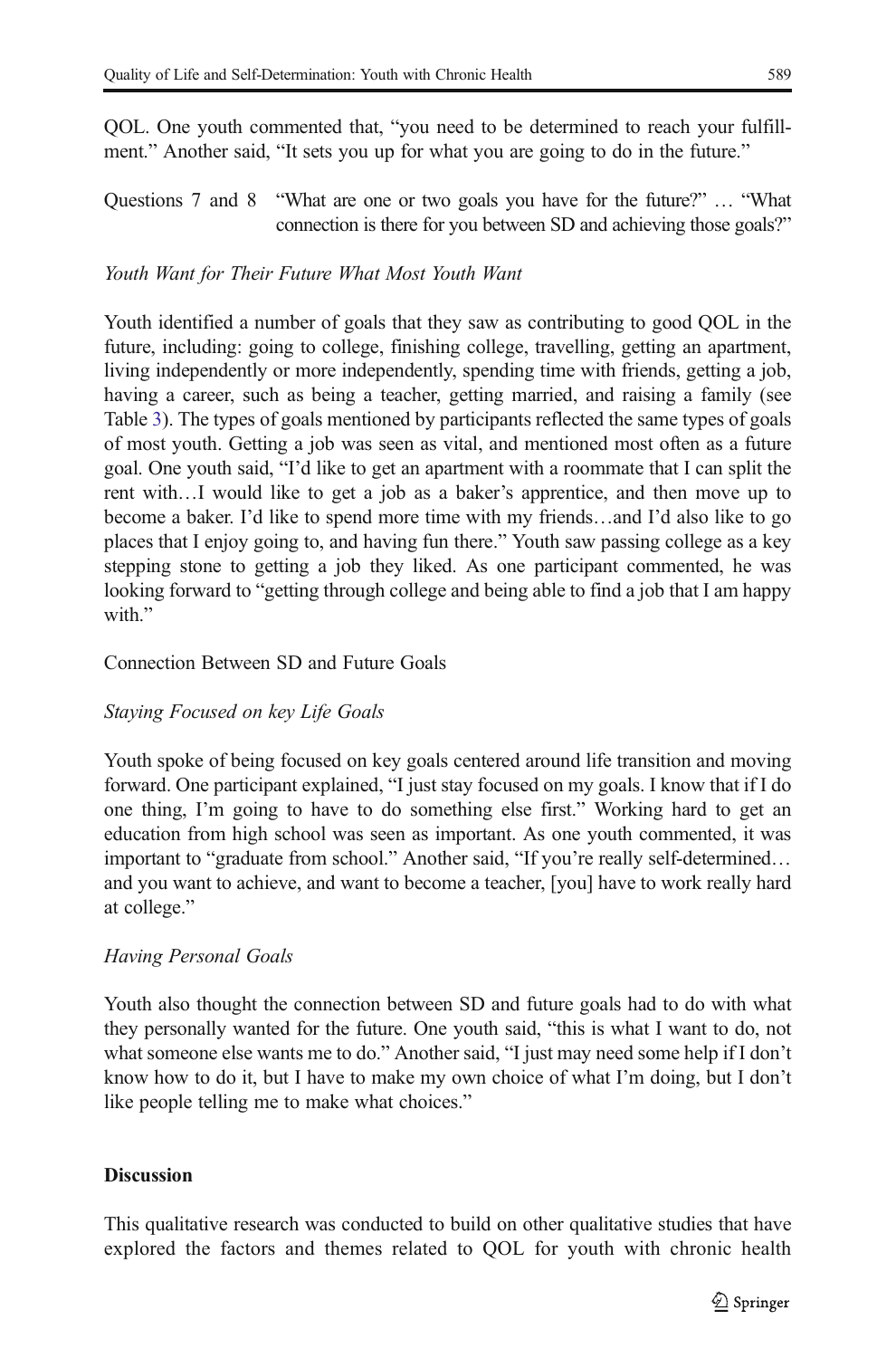QOL. One youth commented that, "you need to be determined to reach your fulfillment." Another said, "It sets you up for what you are going to do in the future."

Questions 7 and 8 "What are one or two goals you have for the future?" … "What connection is there for you between SD and achieving those goals?"

*Youth Want for Their Future What Most Youth Want*

Youth identified a number of goals that they saw as contributing to good QOL in the future, including: going to college, finishing college, travelling, getting an apartment, living independently or more independently, spending time with friends, getting a job, having a career, such as being a teacher, getting married, and raising a family (see Table 3). The types of goals mentioned by participants reflected the same types of goals of most youth. Getting a job was seen as vital, and mentioned most often as a future goal. One youth said, "I'd like to get an apartment with a roommate that I can split the rent with…I would like to get a job as a baker's apprentice, and then move up to become a baker. I'd like to spend more time with my friends…and I'd also like to go places that I enjoy going to, and having fun there." Youth saw passing college as a key stepping stone to getting a job they liked. As one participant commented, he was looking forward to "getting through college and being able to find a job that I am happy with."

Connection Between SD and Future Goals

*Staying Focused on key Life Goals*

Youth spoke of being focused on key goals centered around life transition and moving forward. One participant explained, "I just stay focused on my goals. I know that if I do one thing, I'm going to have to do something else first." Working hard to get an education from high school was seen as important. As one youth commented, it was important to "graduate from school." Another said, "If you're really self-determined… and you want to achieve, and want to become a teacher, [you] have to work really hard at college."

*Having Personal Goals*

Youth also thought the connection between SD and future goals had to do with what they personally wanted for the future. One youth said, "this is what I want to do, not what someone else wants me to do." Another said, "I just may need some help if I don't know how to do it, but I have to make my own choice of what I'm doing, but I don't like people telling me to make what choices."

**Discussion**

This qualitative research was conducted to build on other qualitative studies that have explored the factors and themes related to QOL for youth with chronic health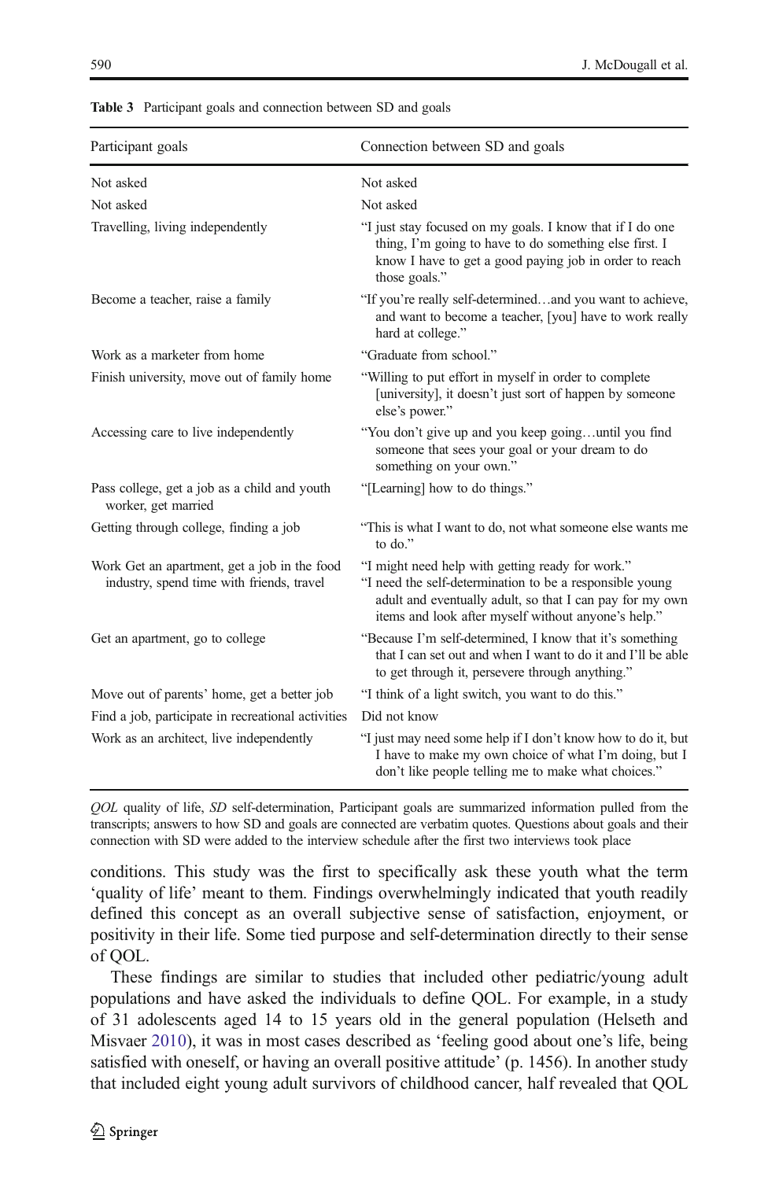**Table 3** Participant goals and connection between SD and goals

| Participant goals | Connection between SD and goals |
|---|---|
| Not asked | Not asked |
| Not asked | Not asked |
| Travelling, living independently | "I just stay focused on my goals. I know that if I do one thing, I'm going to have to do something else first. I know I have to get a good paying job in order to reach those goals." |
| Become a teacher, raise a family | "If you're really self-determined…and you want to achieve, and want to become a teacher, [you] have to work really hard at college." |
| Work as a marketer from home | "Graduate from school." |
| Finish university, move out of family home | "Willing to put effort in myself in order to complete [university], it doesn't just sort of happen by someone else's power." |
| Accessing care to live independently | "You don't give up and you keep going…until you find someone that sees your goal or your dream to do something on your own." |
| Pass college, get a job as a child and youth worker, get married | "[Learning] how to do things." |
| Getting through college, finding a job | "This is what I want to do, not what someone else wants me to do." |
| Work Get an apartment, get a job in the food industry, spend time with friends, travel | "I might need help with getting ready for work." "I need the self-determination to be a responsible young adult and eventually adult, so that I can pay for my own items and look after myself without anyone's help." |
| Get an apartment, go to college | "Because I'm self-determined, I know that it's something that I can set out and when I want to do it and I'll be able to get through it, persevere through anything." |
| Move out of parents' home, get a better job | "I think of a light switch, you want to do this." |
| Find a job, participate in recreational activities | Did not know |
| Work as an architect, live independently | "I just may need some help if I don't know how to do it, but I have to make my own choice of what I'm doing, but I don't like people telling me to make what choices." |

*QOL* quality of life, *SD* self-determination, Participant goals are summarized information pulled from the transcripts; answers to how SD and goals are connected are verbatim quotes. Questions about goals and their connection with SD were added to the interview schedule after the first two interviews took place

conditions. This study was the first to specifically ask these youth what the term 'quality of life' meant to them. Findings overwhelmingly indicated that youth readily defined this concept as an overall subjective sense of satisfaction, enjoyment, or positivity in their life. Some tied purpose and self-determination directly to their sense of QOL.

These findings are similar to studies that included other pediatric/young adult populations and have asked the individuals to define QOL. For example, in a study of 31 adolescents aged 14 to 15 years old in the general population (Helseth and Misvaer 2010), it was in most cases described as 'feeling good about one's life, being satisfied with oneself, or having an overall positive attitude' (p. 1456). In another study that included eight young adult survivors of childhood cancer, half revealed that QOL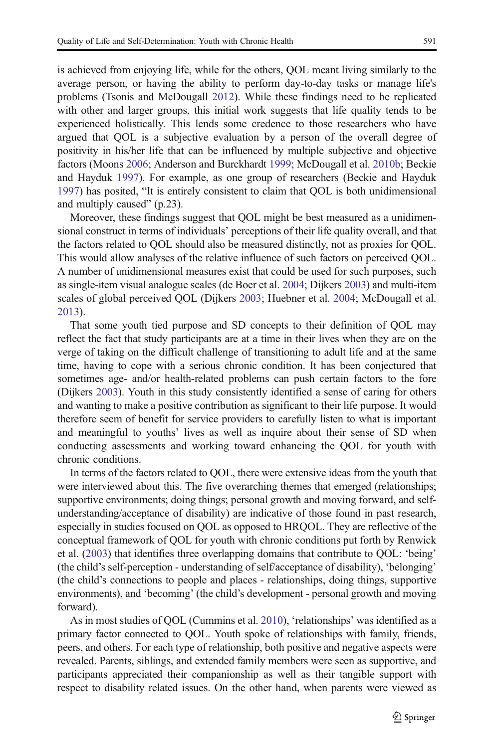is achieved from enjoying life, while for the others, QOL meant living similarly to the average person, or having the ability to perform day-to-day tasks or manage life's problems (Tsonis and McDougall 2012). While these findings need to be replicated with other and larger groups, this initial work suggests that life quality tends to be experienced holistically. This lends some credence to those researchers who have argued that QOL is a subjective evaluation by a person of the overall degree of positivity in his/her life that can be influenced by multiple subjective and objective factors (Moons 2006; Anderson and Burckhardt 1999; McDougall et al. 2010b; Beckie and Hayduk 1997). For example, as one group of researchers (Beckie and Hayduk 1997) has posited, "It is entirely consistent to claim that QOL is both unidimensional and multiply caused" (p.23).

Moreover, these findings suggest that QOL might be best measured as a unidimensional construct in terms of individuals' perceptions of their life quality overall, and that the factors related to QOL should also be measured distinctly, not as proxies for QOL. This would allow analyses of the relative influence of such factors on perceived QOL. A number of unidimensional measures exist that could be used for such purposes, such as single-item visual analogue scales (de Boer et al. 2004; Dijkers 2003) and multi-item scales of global perceived QOL (Dijkers 2003; Huebner et al. 2004; McDougall et al. 2013).

That some youth tied purpose and SD concepts to their definition of QOL may reflect the fact that study participants are at a time in their lives when they are on the verge of taking on the difficult challenge of transitioning to adult life and at the same time, having to cope with a serious chronic condition. It has been conjectured that sometimes age- and/or health-related problems can push certain factors to the fore (Dijkers 2003). Youth in this study consistently identified a sense of caring for others and wanting to make a positive contribution as significant to their life purpose. It would therefore seem of benefit for service providers to carefully listen to what is important and meaningful to youths' lives as well as inquire about their sense of SD when conducting assessments and working toward enhancing the QOL for youth with chronic conditions.

In terms of the factors related to QOL, there were extensive ideas from the youth that were interviewed about this. The five overarching themes that emerged (relationships; supportive environments; doing things; personal growth and moving forward, and self-understanding/acceptance of disability) are indicative of those found in past research, especially in studies focused on QOL as opposed to HRQOL. They are reflective of the conceptual framework of QOL for youth with chronic conditions put forth by Renwick et al. (2003) that identifies three overlapping domains that contribute to QOL: 'being' (the child's self-perception - understanding of self/acceptance of disability), 'belonging' (the child's connections to people and places - relationships, doing things, supportive environments), and 'becoming' (the child's development - personal growth and moving forward).

As in most studies of QOL (Cummins et al. 2010), 'relationships' was identified as a primary factor connected to QOL. Youth spoke of relationships with family, friends, peers, and others. For each type of relationship, both positive and negative aspects were revealed. Parents, siblings, and extended family members were seen as supportive, and participants appreciated their companionship as well as their tangible support with respect to disability related issues. On the other hand, when parents were viewed as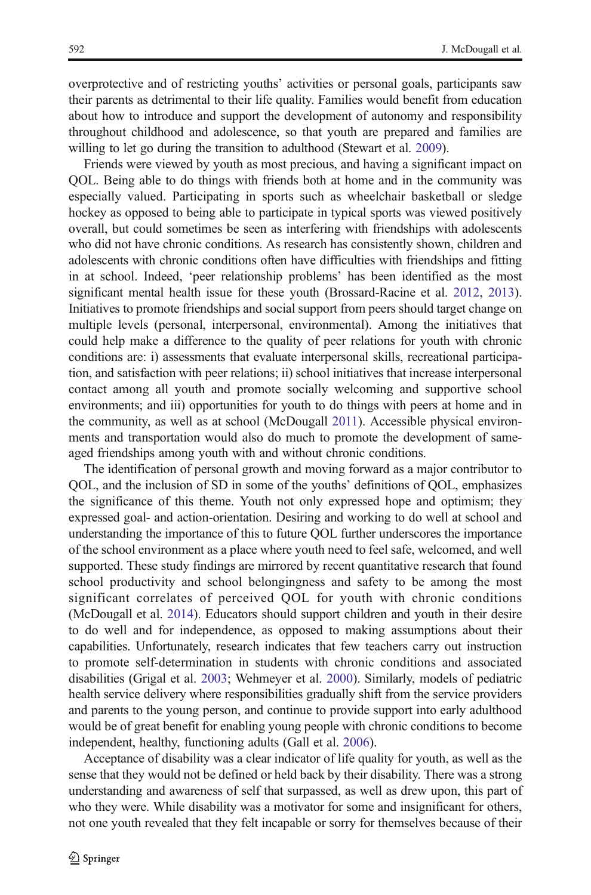overprotective and of restricting youths' activities or personal goals, participants saw their parents as detrimental to their life quality. Families would benefit from education about how to introduce and support the development of autonomy and responsibility throughout childhood and adolescence, so that youth are prepared and families are willing to let go during the transition to adulthood (Stewart et al. 2009).

Friends were viewed by youth as most precious, and having a significant impact on QOL. Being able to do things with friends both at home and in the community was especially valued. Participating in sports such as wheelchair basketball or sledge hockey as opposed to being able to participate in typical sports was viewed positively overall, but could sometimes be seen as interfering with friendships with adolescents who did not have chronic conditions. As research has consistently shown, children and adolescents with chronic conditions often have difficulties with friendships and fitting in at school. Indeed, 'peer relationship problems' has been identified as the most significant mental health issue for these youth (Brossard-Racine et al. 2012, 2013). Initiatives to promote friendships and social support from peers should target change on multiple levels (personal, interpersonal, environmental). Among the initiatives that could help make a difference to the quality of peer relations for youth with chronic conditions are: i) assessments that evaluate interpersonal skills, recreational participation, and satisfaction with peer relations; ii) school initiatives that increase interpersonal contact among all youth and promote socially welcoming and supportive school environments; and iii) opportunities for youth to do things with peers at home and in the community, as well as at school (McDougall 2011). Accessible physical environments and transportation would also do much to promote the development of same-aged friendships among youth with and without chronic conditions.

The identification of personal growth and moving forward as a major contributor to QOL, and the inclusion of SD in some of the youths' definitions of QOL, emphasizes the significance of this theme. Youth not only expressed hope and optimism; they expressed goal- and action-orientation. Desiring and working to do well at school and understanding the importance of this to future QOL further underscores the importance of the school environment as a place where youth need to feel safe, welcomed, and well supported. These study findings are mirrored by recent quantitative research that found school productivity and school belongingness and safety to be among the most significant correlates of perceived QOL for youth with chronic conditions (McDougall et al. 2014). Educators should support children and youth in their desire to do well and for independence, as opposed to making assumptions about their capabilities. Unfortunately, research indicates that few teachers carry out instruction to promote self-determination in students with chronic conditions and associated disabilities (Grigal et al. 2003; Wehmeyer et al. 2000). Similarly, models of pediatric health service delivery where responsibilities gradually shift from the service providers and parents to the young person, and continue to provide support into early adulthood would be of great benefit for enabling young people with chronic conditions to become independent, healthy, functioning adults (Gall et al. 2006).

Acceptance of disability was a clear indicator of life quality for youth, as well as the sense that they would not be defined or held back by their disability. There was a strong understanding and awareness of self that surpassed, as well as drew upon, this part of who they were. While disability was a motivator for some and insignificant for others, not one youth revealed that they felt incapable or sorry for themselves because of their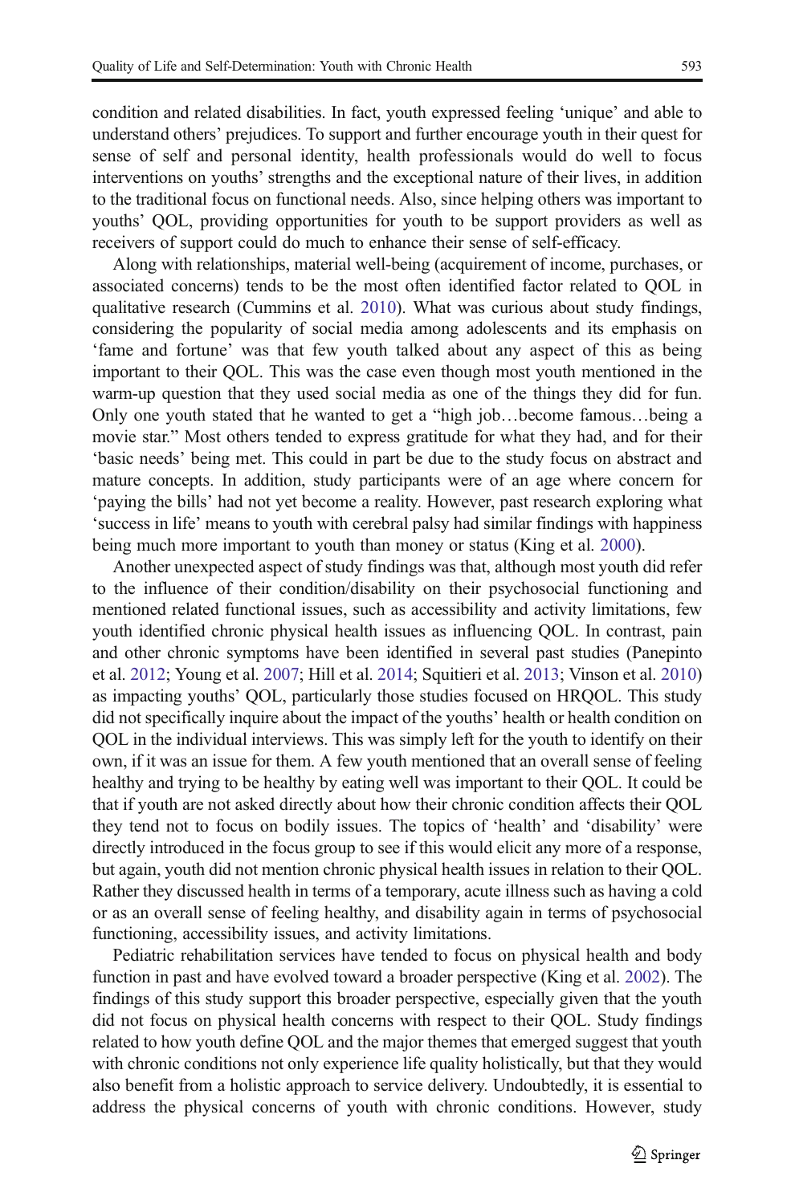condition and related disabilities. In fact, youth expressed feeling 'unique' and able to understand others' prejudices. To support and further encourage youth in their quest for sense of self and personal identity, health professionals would do well to focus interventions on youths' strengths and the exceptional nature of their lives, in addition to the traditional focus on functional needs. Also, since helping others was important to youths' QOL, providing opportunities for youth to be support providers as well as receivers of support could do much to enhance their sense of self-efficacy.

Along with relationships, material well-being (acquirement of income, purchases, or associated concerns) tends to be the most often identified factor related to QOL in qualitative research (Cummins et al. 2010). What was curious about study findings, considering the popularity of social media among adolescents and its emphasis on 'fame and fortune' was that few youth talked about any aspect of this as being important to their QOL. This was the case even though most youth mentioned in the warm-up question that they used social media as one of the things they did for fun. Only one youth stated that he wanted to get a "high job…become famous…being a movie star." Most others tended to express gratitude for what they had, and for their 'basic needs' being met. This could in part be due to the study focus on abstract and mature concepts. In addition, study participants were of an age where concern for 'paying the bills' had not yet become a reality. However, past research exploring what 'success in life' means to youth with cerebral palsy had similar findings with happiness being much more important to youth than money or status (King et al. 2000).

Another unexpected aspect of study findings was that, although most youth did refer to the influence of their condition/disability on their psychosocial functioning and mentioned related functional issues, such as accessibility and activity limitations, few youth identified chronic physical health issues as influencing QOL. In contrast, pain and other chronic symptoms have been identified in several past studies (Panepinto et al. 2012; Young et al. 2007; Hill et al. 2014; Squitieri et al. 2013; Vinson et al. 2010) as impacting youths' QOL, particularly those studies focused on HRQOL. This study did not specifically inquire about the impact of the youths' health or health condition on QOL in the individual interviews. This was simply left for the youth to identify on their own, if it was an issue for them. A few youth mentioned that an overall sense of feeling healthy and trying to be healthy by eating well was important to their QOL. It could be that if youth are not asked directly about how their chronic condition affects their QOL they tend not to focus on bodily issues. The topics of 'health' and 'disability' were directly introduced in the focus group to see if this would elicit any more of a response, but again, youth did not mention chronic physical health issues in relation to their QOL. Rather they discussed health in terms of a temporary, acute illness such as having a cold or as an overall sense of feeling healthy, and disability again in terms of psychosocial functioning, accessibility issues, and activity limitations.

Pediatric rehabilitation services have tended to focus on physical health and body function in past and have evolved toward a broader perspective (King et al. 2002). The findings of this study support this broader perspective, especially given that the youth did not focus on physical health concerns with respect to their QOL. Study findings related to how youth define QOL and the major themes that emerged suggest that youth with chronic conditions not only experience life quality holistically, but that they would also benefit from a holistic approach to service delivery. Undoubtedly, it is essential to address the physical concerns of youth with chronic conditions. However, study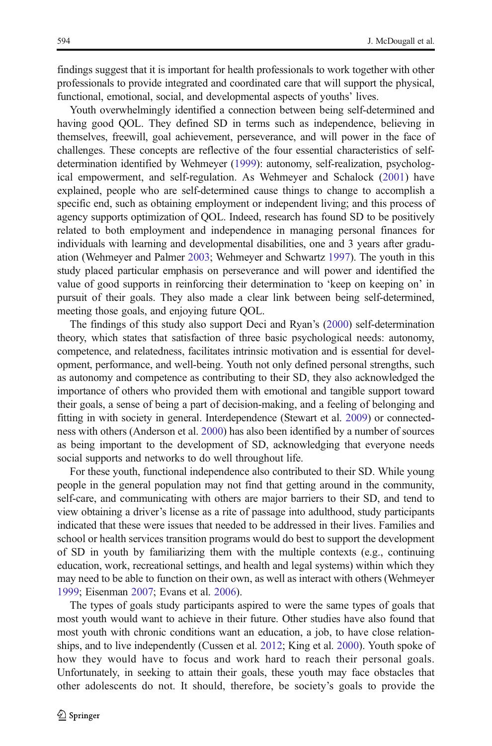findings suggest that it is important for health professionals to work together with other professionals to provide integrated and coordinated care that will support the physical, functional, emotional, social, and developmental aspects of youths' lives.

Youth overwhelmingly identified a connection between being self-determined and having good QOL. They defined SD in terms such as independence, believing in themselves, freewill, goal achievement, perseverance, and will power in the face of challenges. These concepts are reflective of the four essential characteristics of self-determination identified by Wehmeyer (1999): autonomy, self-realization, psychological empowerment, and self-regulation. As Wehmeyer and Schalock (2001) have explained, people who are self-determined cause things to change to accomplish a specific end, such as obtaining employment or independent living; and this process of agency supports optimization of QOL. Indeed, research has found SD to be positively related to both employment and independence in managing personal finances for individuals with learning and developmental disabilities, one and 3 years after graduation (Wehmeyer and Palmer 2003; Wehmeyer and Schwartz 1997). The youth in this study placed particular emphasis on perseverance and will power and identified the value of good supports in reinforcing their determination to 'keep on keeping on' in pursuit of their goals. They also made a clear link between being self-determined, meeting those goals, and enjoying future QOL.

The findings of this study also support Deci and Ryan's (2000) self-determination theory, which states that satisfaction of three basic psychological needs: autonomy, competence, and relatedness, facilitates intrinsic motivation and is essential for development, performance, and well-being. Youth not only defined personal strengths, such as autonomy and competence as contributing to their SD, they also acknowledged the importance of others who provided them with emotional and tangible support toward their goals, a sense of being a part of decision-making, and a feeling of belonging and fitting in with society in general. Interdependence (Stewart et al. 2009) or connectedness with others (Anderson et al. 2000) has also been identified by a number of sources as being important to the development of SD, acknowledging that everyone needs social supports and networks to do well throughout life.

For these youth, functional independence also contributed to their SD. While young people in the general population may not find that getting around in the community, self-care, and communicating with others are major barriers to their SD, and tend to view obtaining a driver's license as a rite of passage into adulthood, study participants indicated that these were issues that needed to be addressed in their lives. Families and school or health services transition programs would do best to support the development of SD in youth by familiarizing them with the multiple contexts (e.g., continuing education, work, recreational settings, and health and legal systems) within which they may need to be able to function on their own, as well as interact with others (Wehmeyer 1999; Eisenman 2007; Evans et al. 2006).

The types of goals study participants aspired to were the same types of goals that most youth would want to achieve in their future. Other studies have also found that most youth with chronic conditions want an education, a job, to have close relationships, and to live independently (Cussen et al. 2012; King et al. 2000). Youth spoke of how they would have to focus and work hard to reach their personal goals. Unfortunately, in seeking to attain their goals, these youth may face obstacles that other adolescents do not. It should, therefore, be society's goals to provide the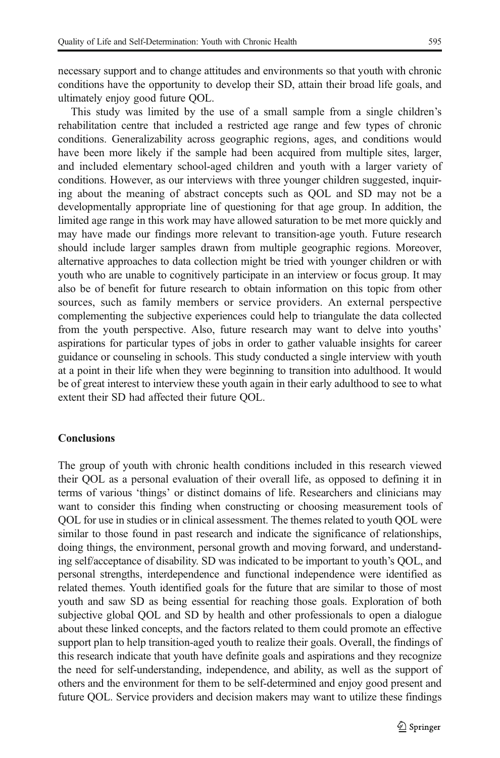necessary support and to change attitudes and environments so that youth with chronic conditions have the opportunity to develop their SD, attain their broad life goals, and ultimately enjoy good future QOL.

This study was limited by the use of a small sample from a single children's rehabilitation centre that included a restricted age range and few types of chronic conditions. Generalizability across geographic regions, ages, and conditions would have been more likely if the sample had been acquired from multiple sites, larger, and included elementary school-aged children and youth with a larger variety of conditions. However, as our interviews with three younger children suggested, inquiring about the meaning of abstract concepts such as QOL and SD may not be a developmentally appropriate line of questioning for that age group. In addition, the limited age range in this work may have allowed saturation to be met more quickly and may have made our findings more relevant to transition-age youth. Future research should include larger samples drawn from multiple geographic regions. Moreover, alternative approaches to data collection might be tried with younger children or with youth who are unable to cognitively participate in an interview or focus group. It may also be of benefit for future research to obtain information on this topic from other sources, such as family members or service providers. An external perspective complementing the subjective experiences could help to triangulate the data collected from the youth perspective. Also, future research may want to delve into youths' aspirations for particular types of jobs in order to gather valuable insights for career guidance or counseling in schools. This study conducted a single interview with youth at a point in their life when they were beginning to transition into adulthood. It would be of great interest to interview these youth again in their early adulthood to see to what extent their SD had affected their future QOL.

## Conclusions

The group of youth with chronic health conditions included in this research viewed their QOL as a personal evaluation of their overall life, as opposed to defining it in terms of various 'things' or distinct domains of life. Researchers and clinicians may want to consider this finding when constructing or choosing measurement tools of QOL for use in studies or in clinical assessment. The themes related to youth QOL were similar to those found in past research and indicate the significance of relationships, doing things, the environment, personal growth and moving forward, and understanding self/acceptance of disability. SD was indicated to be important to youth's QOL, and personal strengths, interdependence and functional independence were identified as related themes. Youth identified goals for the future that are similar to those of most youth and saw SD as being essential for reaching those goals. Exploration of both subjective global QOL and SD by health and other professionals to open a dialogue about these linked concepts, and the factors related to them could promote an effective support plan to help transition-aged youth to realize their goals. Overall, the findings of this research indicate that youth have definite goals and aspirations and they recognize the need for self-understanding, independence, and ability, as well as the support of others and the environment for them to be self-determined and enjoy good present and future QOL. Service providers and decision makers may want to utilize these findings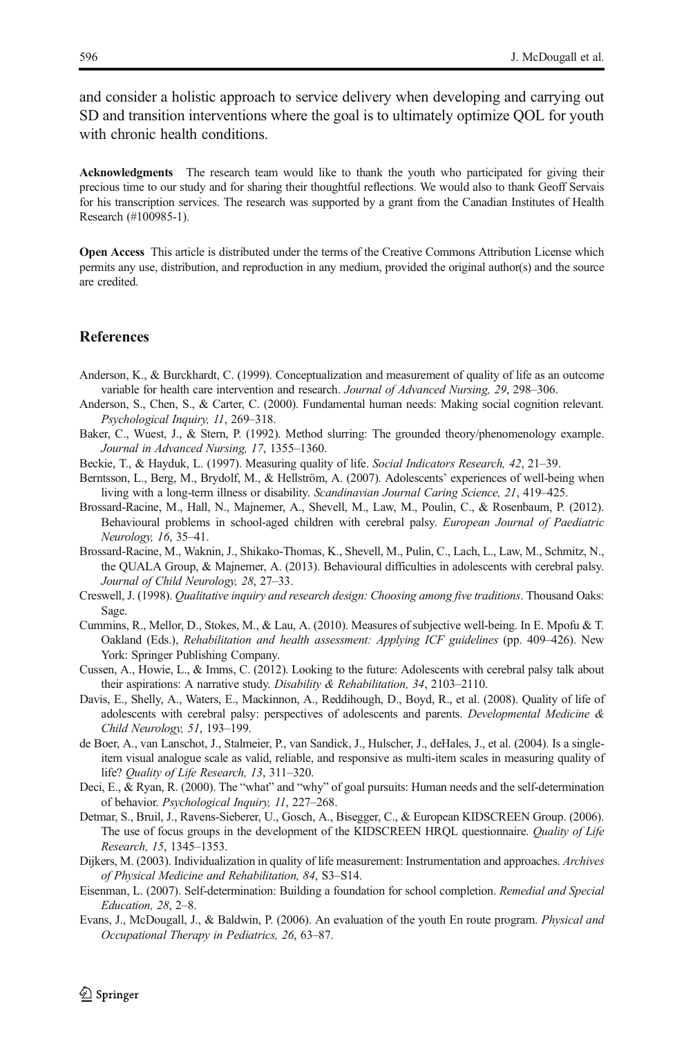and consider a holistic approach to service delivery when developing and carrying out SD and transition interventions where the goal is to ultimately optimize QOL for youth with chronic health conditions.

**Acknowledgments** The research team would like to thank the youth who participated for giving their precious time to our study and for sharing their thoughtful reflections. We would also to thank Geoff Servais for his transcription services. The research was supported by a grant from the Canadian Institutes of Health Research (#100985-1).

**Open Access** This article is distributed under the terms of the Creative Commons Attribution License which permits any use, distribution, and reproduction in any medium, provided the original author(s) and the source are credited.

## References

Anderson, K., & Burckhardt, C. (1999). Conceptualization and measurement of quality of life as an outcome variable for health care intervention and research. *Journal of Advanced Nursing, 29*, 298–306.

Anderson, S., Chen, S., & Carter, C. (2000). Fundamental human needs: Making social cognition relevant. *Psychological Inquiry, 11*, 269–318.

Baker, C., Wuest, J., & Stern, P. (1992). Method slurring: The grounded theory/phenomenology example. *Journal in Advanced Nursing, 17*, 1355–1360.

Beckie, T., & Hayduk, L. (1997). Measuring quality of life. *Social Indicators Research, 42*, 21–39.

Berntsson, L., Berg, M., Brydolf, M., & Hellström, A. (2007). Adolescents' experiences of well-being when living with a long-term illness or disability. *Scandinavian Journal Caring Science, 21*, 419–425.

Brossard-Racine, M., Hall, N., Majnemer, A., Shevell, M., Law, M., Poulin, C., & Rosenbaum, P. (2012). Behavioural problems in school-aged children with cerebral palsy. *European Journal of Paediatric Neurology, 16*, 35–41.

Brossard-Racine, M., Waknin, J., Shikako-Thomas, K., Shevell, M., Pulin, C., Lach, L., Law, M., Schmitz, N., the QUALA Group, & Majnemer, A. (2013). Behavioural difficulties in adolescents with cerebral palsy. *Journal of Child Neurology, 28*, 27–33.

Creswell, J. (1998). *Qualitative inquiry and research design: Choosing among five traditions*. Thousand Oaks: Sage.

Cummins, R., Mellor, D., Stokes, M., & Lau, A. (2010). Measures of subjective well-being. In E. Mpofu & T. Oakland (Eds.), *Rehabilitation and health assessment: Applying ICF guidelines* (pp. 409–426). New York: Springer Publishing Company.

Cussen, A., Howie, L., & Imms, C. (2012). Looking to the future: Adolescents with cerebral palsy talk about their aspirations: A narrative study. *Disability & Rehabilitation, 34*, 2103–2110.

Davis, E., Shelly, A., Waters, E., Mackinnon, A., Reddihough, D., Boyd, R., et al. (2008). Quality of life of adolescents with cerebral palsy: perspectives of adolescents and parents. *Developmental Medicine & Child Neurology, 51*, 193–199.

de Boer, A., van Lanschot, J., Stalmeier, P., van Sandick, J., Hulscher, J., deHales, J., et al. (2004). Is a single-item visual analogue scale as valid, reliable, and responsive as multi-item scales in measuring quality of life? *Quality of Life Research, 13*, 311–320.

Deci, E., & Ryan, R. (2000). The "what" and "why" of goal pursuits: Human needs and the self-determination of behavior. *Psychological Inquiry, 11*, 227–268.

Detmar, S., Bruil, J., Ravens-Sieberer, U., Gosch, A., Bisegger, C., & European KIDSCREEN Group. (2006). The use of focus groups in the development of the KIDSCREEN HRQL questionnaire. *Quality of Life Research, 15*, 1345–1353.

Dijkers, M. (2003). Individualization in quality of life measurement: Instrumentation and approaches. *Archives of Physical Medicine and Rehabilitation, 84*, S3–S14.

Eisenman, L. (2007). Self-determination: Building a foundation for school completion. *Remedial and Special Education, 28*, 2–8.

Evans, J., McDougall, J., & Baldwin, P. (2006). An evaluation of the youth En route program. *Physical and Occupational Therapy in Pediatrics, 26*, 63–87.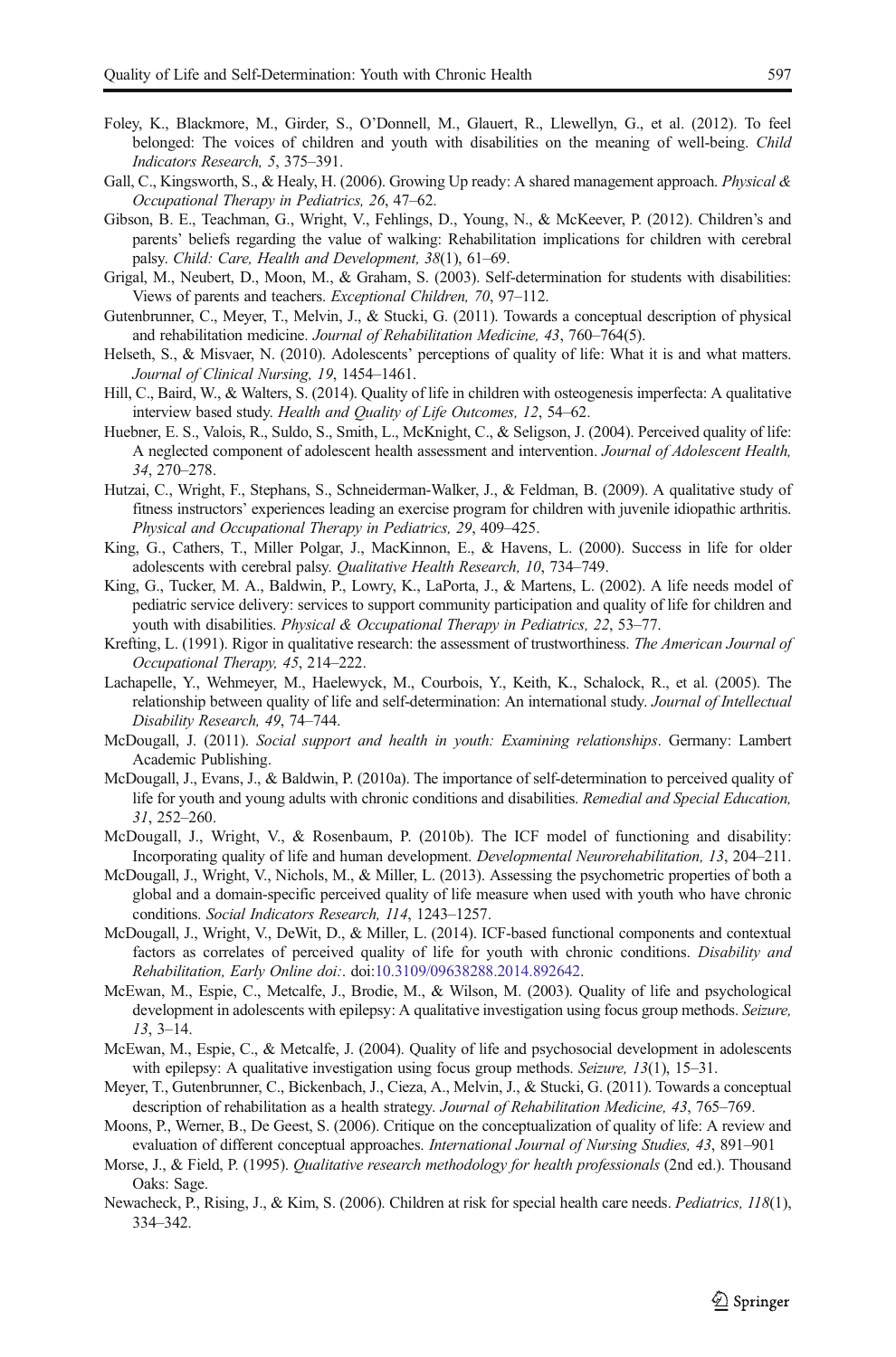Foley, K., Blackmore, M., Girder, S., O'Donnell, M., Glauert, R., Llewellyn, G., et al. (2012). To feel belonged: The voices of children and youth with disabilities on the meaning of well-being. *Child Indicators Research, 5*, 375–391.

Gall, C., Kingsworth, S., & Healy, H. (2006). Growing Up ready: A shared management approach. *Physical & Occupational Therapy in Pediatrics, 26*, 47–62.

Gibson, B. E., Teachman, G., Wright, V., Fehlings, D., Young, N., & McKeever, P. (2012). Children's and parents' beliefs regarding the value of walking: Rehabilitation implications for children with cerebral palsy. *Child: Care, Health and Development, 38*(1), 61–69.

Grigal, M., Neubert, D., Moon, M., & Graham, S. (2003). Self-determination for students with disabilities: Views of parents and teachers. *Exceptional Children, 70*, 97–112.

Gutenbrunner, C., Meyer, T., Melvin, J., & Stucki, G. (2011). Towards a conceptual description of physical and rehabilitation medicine. *Journal of Rehabilitation Medicine, 43*, 760–764(5).

Helseth, S., & Misvaer, N. (2010). Adolescents' perceptions of quality of life: What it is and what matters. *Journal of Clinical Nursing, 19*, 1454–1461.

Hill, C., Baird, W., & Walters, S. (2014). Quality of life in children with osteogenesis imperfecta: A qualitative interview based study. *Health and Quality of Life Outcomes, 12*, 54–62.

Huebner, E. S., Valois, R., Suldo, S., Smith, L., McKnight, C., & Seligson, J. (2004). Perceived quality of life: A neglected component of adolescent health assessment and intervention. *Journal of Adolescent Health, 34*, 270–278.

Hutzai, C., Wright, F., Stephans, S., Schneiderman-Walker, J., & Feldman, B. (2009). A qualitative study of fitness instructors' experiences leading an exercise program for children with juvenile idiopathic arthritis. *Physical and Occupational Therapy in Pediatrics, 29*, 409–425.

King, G., Cathers, T., Miller Polgar, J., MacKinnon, E., & Havens, L. (2000). Success in life for older adolescents with cerebral palsy. *Qualitative Health Research, 10*, 734–749.

King, G., Tucker, M. A., Baldwin, P., Lowry, K., LaPorta, J., & Martens, L. (2002). A life needs model of pediatric service delivery: services to support community participation and quality of life for children and youth with disabilities. *Physical & Occupational Therapy in Pediatrics, 22*, 53–77.

Krefting, L. (1991). Rigor in qualitative research: the assessment of trustworthiness. *The American Journal of Occupational Therapy, 45*, 214–222.

Lachapelle, Y., Wehmeyer, M., Haelewyck, M., Courbois, Y., Keith, K., Schalock, R., et al. (2005). The relationship between quality of life and self-determination: An international study. *Journal of Intellectual Disability Research, 49*, 74–744.

McDougall, J. (2011). *Social support and health in youth: Examining relationships*. Germany: Lambert Academic Publishing.

McDougall, J., Evans, J., & Baldwin, P. (2010a). The importance of self-determination to perceived quality of life for youth and young adults with chronic conditions and disabilities. *Remedial and Special Education, 31*, 252–260.

McDougall, J., Wright, V., & Rosenbaum, P. (2010b). The ICF model of functioning and disability: Incorporating quality of life and human development. *Developmental Neurorehabilitation, 13*, 204–211.

McDougall, J., Wright, V., Nichols, M., & Miller, L. (2013). Assessing the psychometric properties of both a global and a domain-specific perceived quality of life measure when used with youth who have chronic conditions. *Social Indicators Research, 114*, 1243–1257.

McDougall, J., Wright, V., DeWit, D., & Miller, L. (2014). ICF-based functional components and contextual factors as correlates of perceived quality of life for youth with chronic conditions. *Disability and Rehabilitation, Early Online doi:*. doi:10.3109/09638288.2014.892642.

McEwan, M., Espie, C., Metcalfe, J., Brodie, M., & Wilson, M. (2003). Quality of life and psychological development in adolescents with epilepsy: A qualitative investigation using focus group methods. *Seizure, 13*, 3–14.

McEwan, M., Espie, C., & Metcalfe, J. (2004). Quality of life and psychosocial development in adolescents with epilepsy: A qualitative investigation using focus group methods. *Seizure, 13*(1), 15–31.

Meyer, T., Gutenbrunner, C., Bickenbach, J., Cieza, A., Melvin, J., & Stucki, G. (2011). Towards a conceptual description of rehabilitation as a health strategy. *Journal of Rehabilitation Medicine, 43*, 765–769.

Moons, P., Werner, B., De Geest, S. (2006). Critique on the conceptualization of quality of life: A review and evaluation of different conceptual approaches. *International Journal of Nursing Studies, 43*, 891–901

Morse, J., & Field, P. (1995). *Qualitative research methodology for health professionals* (2nd ed.). Thousand Oaks: Sage.

Newacheck, P., Rising, J., & Kim, S. (2006). Children at risk for special health care needs. *Pediatrics, 118*(1), 334–342.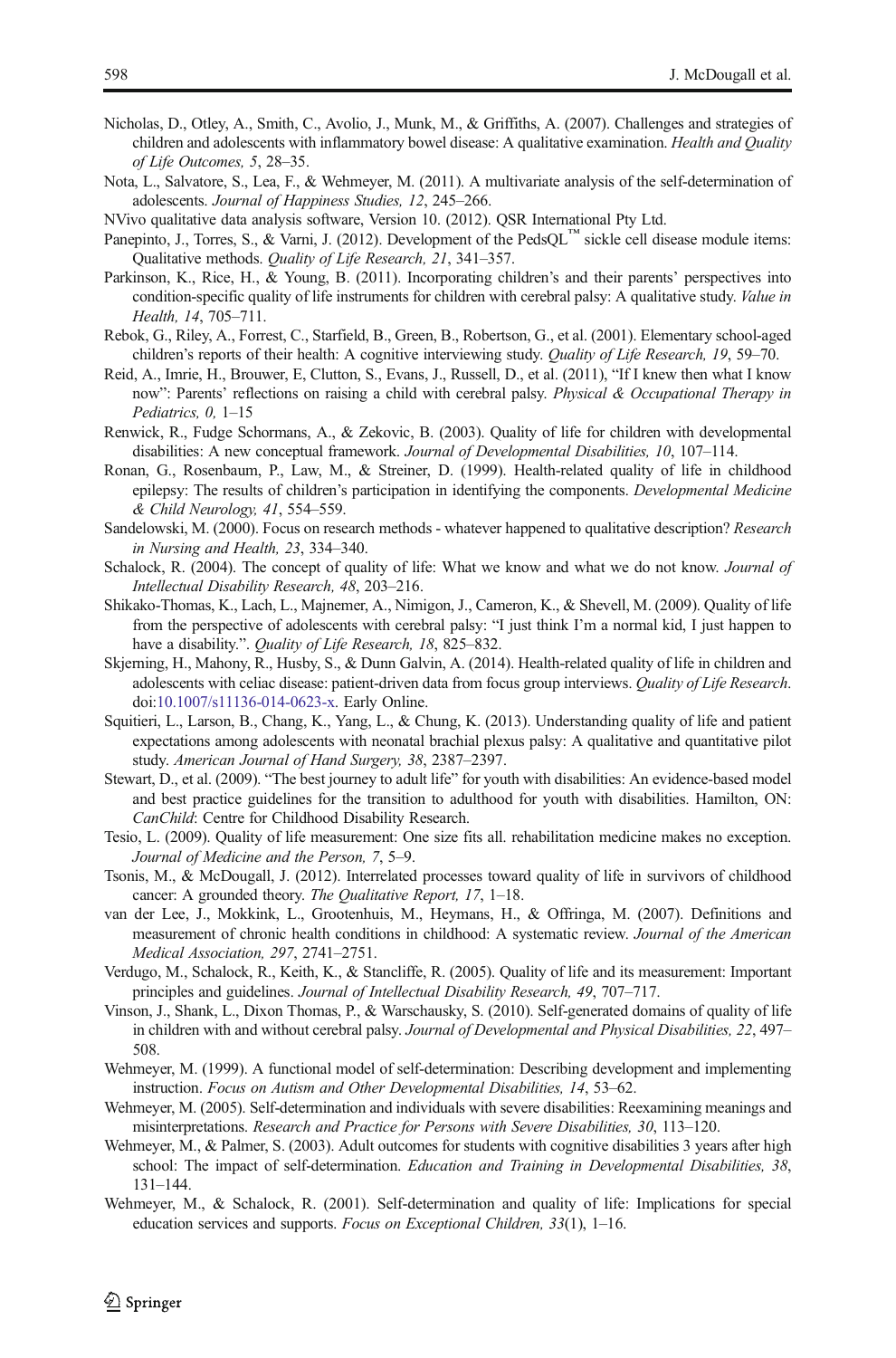Nicholas, D., Otley, A., Smith, C., Avolio, J., Munk, M., & Griffiths, A. (2007). Challenges and strategies of children and adolescents with inflammatory bowel disease: A qualitative examination. *Health and Quality of Life Outcomes, 5*, 28–35.

Nota, L., Salvatore, S., Lea, F., & Wehmeyer, M. (2011). A multivariate analysis of the self-determination of adolescents. *Journal of Happiness Studies, 12*, 245–266.

NVivo qualitative data analysis software, Version 10. (2012). QSR International Pty Ltd.

Panepinto, J., Torres, S., & Varni, J. (2012). Development of the PedsQL™ sickle cell disease module items: Qualitative methods. *Quality of Life Research, 21*, 341–357.

Parkinson, K., Rice, H., & Young, B. (2011). Incorporating children's and their parents' perspectives into condition-specific quality of life instruments for children with cerebral palsy: A qualitative study. *Value in Health, 14*, 705–711.

Rebok, G., Riley, A., Forrest, C., Starfield, B., Green, B., Robertson, G., et al. (2001). Elementary school-aged children's reports of their health: A cognitive interviewing study. *Quality of Life Research, 19*, 59–70.

Reid, A., Imrie, H., Brouwer, E, Clutton, S., Evans, J., Russell, D., et al. (2011), "If I knew then what I know now": Parents' reflections on raising a child with cerebral palsy. *Physical & Occupational Therapy in Pediatrics, 0,* 1–15

Renwick, R., Fudge Schormans, A., & Zekovic, B. (2003). Quality of life for children with developmental disabilities: A new conceptual framework. *Journal of Developmental Disabilities, 10*, 107–114.

Ronan, G., Rosenbaum, P., Law, M., & Streiner, D. (1999). Health-related quality of life in childhood epilepsy: The results of children's participation in identifying the components. *Developmental Medicine & Child Neurology, 41*, 554–559.

Sandelowski, M. (2000). Focus on research methods - whatever happened to qualitative description? *Research in Nursing and Health, 23*, 334–340.

Schalock, R. (2004). The concept of quality of life: What we know and what we do not know. *Journal of Intellectual Disability Research, 48*, 203–216.

Shikako-Thomas, K., Lach, L., Majnemer, A., Nimigon, J., Cameron, K., & Shevell, M. (2009). Quality of life from the perspective of adolescents with cerebral palsy: "I just think I'm a normal kid, I just happen to have a disability.". *Quality of Life Research, 18*, 825–832.

Skjerning, H., Mahony, R., Husby, S., & Dunn Galvin, A. (2014). Health-related quality of life in children and adolescents with celiac disease: patient-driven data from focus group interviews. *Quality of Life Research*. doi:10.1007/s11136-014-0623-x. Early Online.

Squitieri, L., Larson, B., Chang, K., Yang, L., & Chung, K. (2013). Understanding quality of life and patient expectations among adolescents with neonatal brachial plexus palsy: A qualitative and quantitative pilot study. *American Journal of Hand Surgery, 38*, 2387–2397.

Stewart, D., et al. (2009). "The best journey to adult life" for youth with disabilities: An evidence-based model and best practice guidelines for the transition to adulthood for youth with disabilities. Hamilton, ON: *CanChild*: Centre for Childhood Disability Research.

Tesio, L. (2009). Quality of life measurement: One size fits all. rehabilitation medicine makes no exception. *Journal of Medicine and the Person, 7*, 5–9.

Tsonis, M., & McDougall, J. (2012). Interrelated processes toward quality of life in survivors of childhood cancer: A grounded theory. *The Qualitative Report, 17*, 1–18.

van der Lee, J., Mokkink, L., Grootenhuis, M., Heymans, H., & Offringa, M. (2007). Definitions and measurement of chronic health conditions in childhood: A systematic review. *Journal of the American Medical Association, 297*, 2741–2751.

Verdugo, M., Schalock, R., Keith, K., & Stancliffe, R. (2005). Quality of life and its measurement: Important principles and guidelines. *Journal of Intellectual Disability Research, 49*, 707–717.

Vinson, J., Shank, L., Dixon Thomas, P., & Warschausky, S. (2010). Self-generated domains of quality of life in children with and without cerebral palsy. *Journal of Developmental and Physical Disabilities, 22*, 497–508.

Wehmeyer, M. (1999). A functional model of self-determination: Describing development and implementing instruction. *Focus on Autism and Other Developmental Disabilities, 14*, 53–62.

Wehmeyer, M. (2005). Self-determination and individuals with severe disabilities: Reexamining meanings and misinterpretations. *Research and Practice for Persons with Severe Disabilities, 30*, 113–120.

Wehmeyer, M., & Palmer, S. (2003). Adult outcomes for students with cognitive disabilities 3 years after high school: The impact of self-determination. *Education and Training in Developmental Disabilities, 38*, 131–144.

Wehmeyer, M., & Schalock, R. (2001). Self-determination and quality of life: Implications for special education services and supports. *Focus on Exceptional Children, 33*(1), 1–16.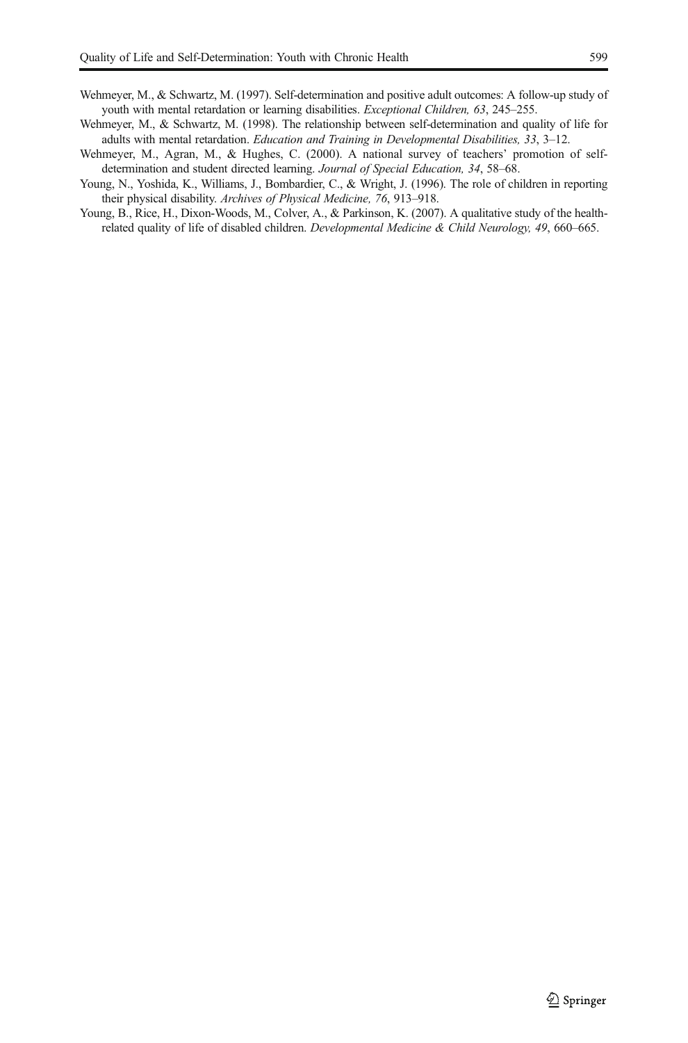Wehmeyer, M., & Schwartz, M. (1997). Self-determination and positive adult outcomes: A follow-up study of youth with mental retardation or learning disabilities. *Exceptional Children, 63*, 245–255.

Wehmeyer, M., & Schwartz, M. (1998). The relationship between self-determination and quality of life for adults with mental retardation. *Education and Training in Developmental Disabilities, 33*, 3–12.

Wehmeyer, M., Agran, M., & Hughes, C. (2000). A national survey of teachers' promotion of self-determination and student directed learning. *Journal of Special Education, 34*, 58–68.

Young, N., Yoshida, K., Williams, J., Bombardier, C., & Wright, J. (1996). The role of children in reporting their physical disability. *Archives of Physical Medicine, 76*, 913–918.

Young, B., Rice, H., Dixon-Woods, M., Colver, A., & Parkinson, K. (2007). A qualitative study of the health-related quality of life of disabled children. *Developmental Medicine & Child Neurology, 49*, 660–665.